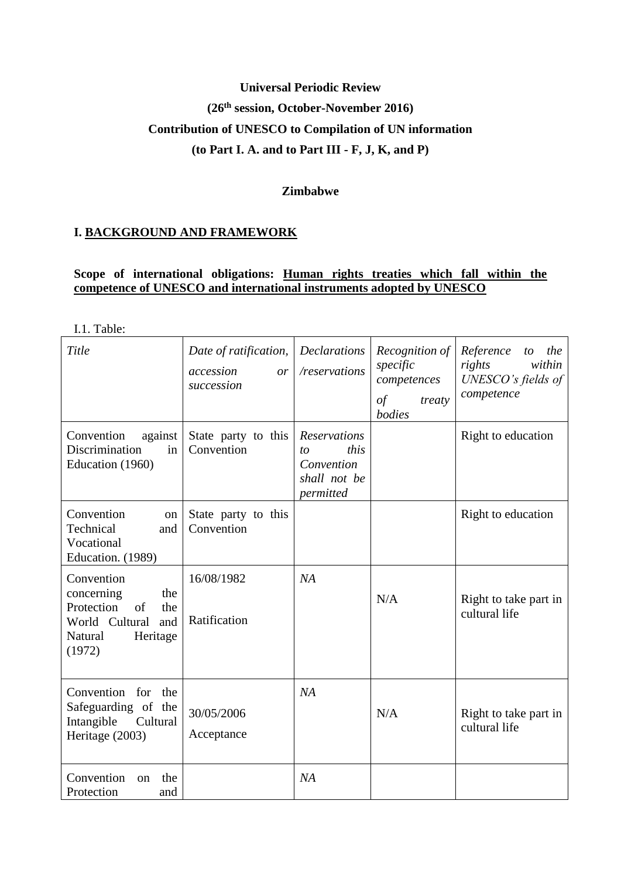**Universal Periodic Review**

**(26th session, October-November 2016)**

**Contribution of UNESCO to Compilation of UN information**

**(to Part I. A. and to Part III - F, J, K, and P)**

**Zimbabwe**

## I. BACKGROUND AND FRAMEWORK

**Scope of international obligations: Human rights treaties which fall within the competence of UNESCO and international instruments adopted by UNESCO**

I.1. Table:

| *Title* | *Date of ratification, accession or succession* | *Declarations /reservations* | *Recognition of specific competences of treaty bodies* | *Reference to the rights within UNESCO's fields of competence* |
|---|---|---|---|---|
| Convention against Discrimination in Education (1960) | State party to this Convention | *Reservations to this Convention shall not be permitted* | | Right to education |
| Convention on Technical and Vocational Education. (1989) | State party to this Convention | | | Right to education |
| Convention concerning the Protection of the World Cultural and Natural Heritage (1972) | 16/08/1982 Ratification | *NA* | N/A | Right to take part in cultural life |
| Convention for the Safeguarding of the Intangible Cultural Heritage (2003) | 30/05/2006 Acceptance | *NA* | N/A | Right to take part in cultural life |
| Convention on the Protection and | | *NA* | | |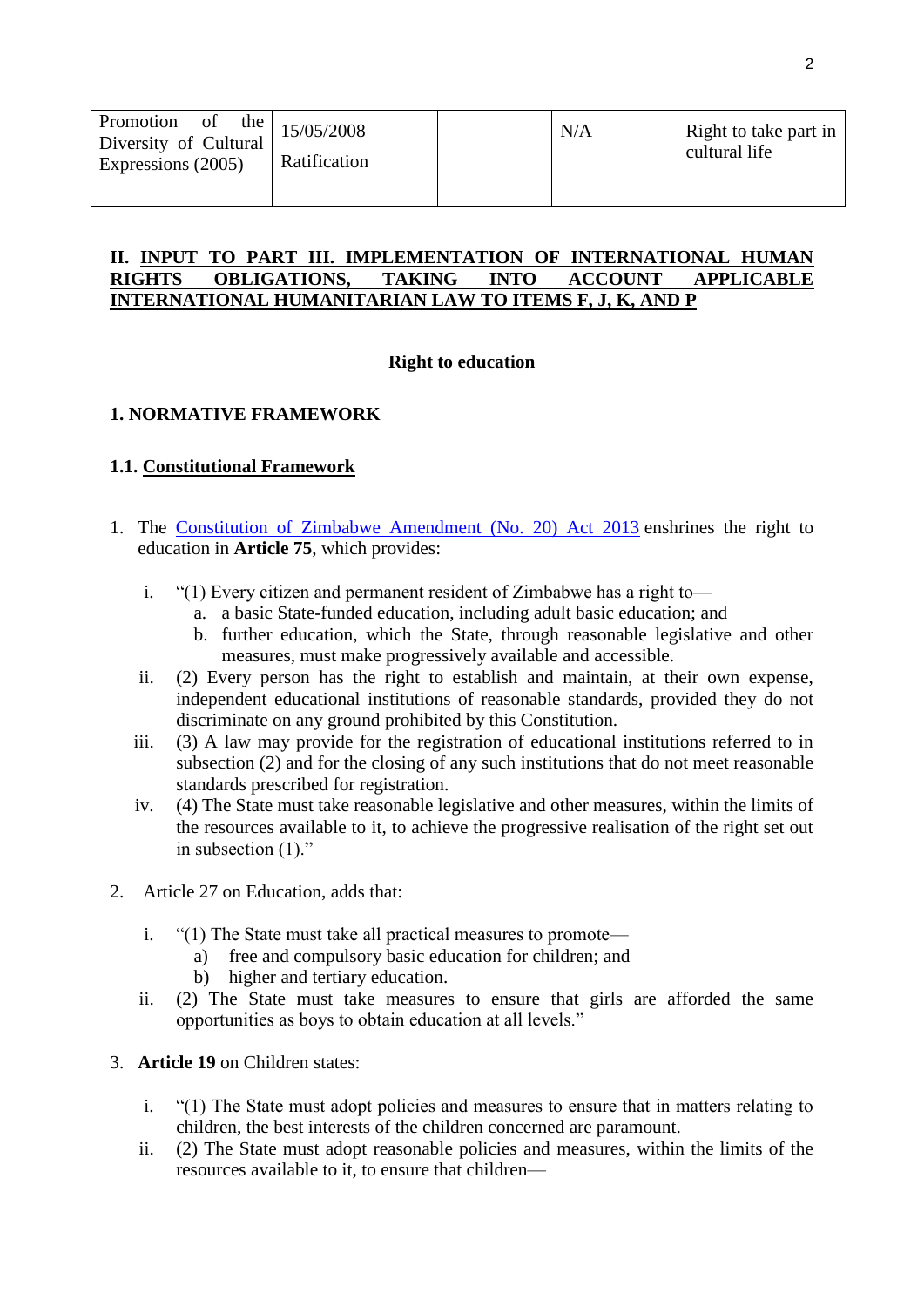| Promotion of the Diversity of Cultural Expressions (2005) | 15/05/2008<br>Ratification | | N/A | Right to take part in cultural life |
|---|---|---|---|---|

## II. INPUT TO PART III. IMPLEMENTATION OF INTERNATIONAL HUMAN RIGHTS OBLIGATIONS, TAKING INTO ACCOUNT APPLICABLE INTERNATIONAL HUMANITARIAN LAW TO ITEMS F, J, K, AND P

**Right to education**

### 1. NORMATIVE FRAMEWORK

#### 1.1. Constitutional Framework

1. The Constitution of Zimbabwe Amendment (No. 20) Act 2013 enshrines the right to education in **Article 75**, which provides:

   i. "(1) Every citizen and permanent resident of Zimbabwe has a right to—
      a. a basic State-funded education, including adult basic education; and
      b. further education, which the State, through reasonable legislative and other measures, must make progressively available and accessible.

   ii. (2) Every person has the right to establish and maintain, at their own expense, independent educational institutions of reasonable standards, provided they do not discriminate on any ground prohibited by this Constitution.

   iii. (3) A law may provide for the registration of educational institutions referred to in subsection (2) and for the closing of any such institutions that do not meet reasonable standards prescribed for registration.

   iv. (4) The State must take reasonable legislative and other measures, within the limits of the resources available to it, to achieve the progressive realisation of the right set out in subsection (1)."

2. Article 27 on Education, adds that:

   i. "(1) The State must take all practical measures to promote—
      a) free and compulsory basic education for children; and
      b) higher and tertiary education.

   ii. (2) The State must take measures to ensure that girls are afforded the same opportunities as boys to obtain education at all levels."

3. **Article 19** on Children states:

   i. "(1) The State must adopt policies and measures to ensure that in matters relating to children, the best interests of the children concerned are paramount.

   ii. (2) The State must adopt reasonable policies and measures, within the limits of the resources available to it, to ensure that children—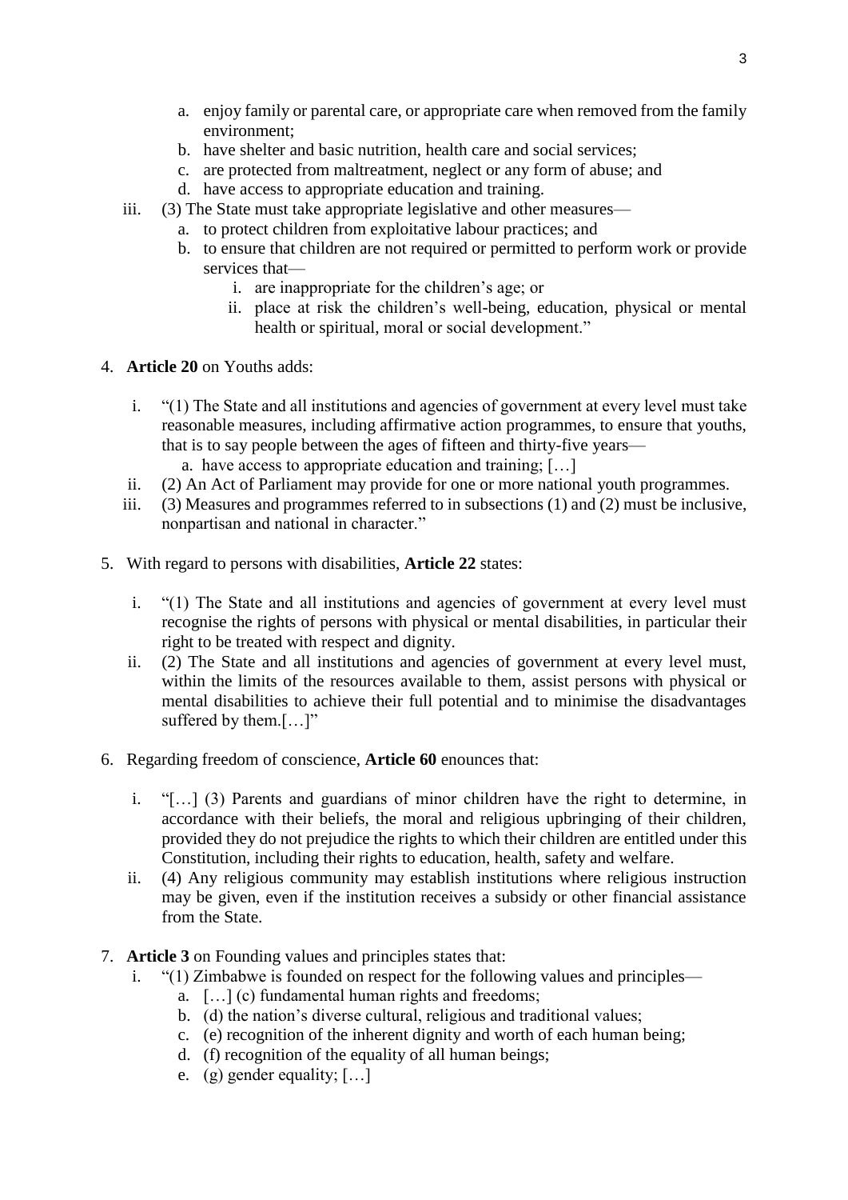a. enjoy family or parental care, or appropriate care when removed from the family environment;
   b. have shelter and basic nutrition, health care and social services;
   c. are protected from maltreatment, neglect or any form of abuse; and
   d. have access to appropriate education and training.

iii. (3) The State must take appropriate legislative and other measures—
   a. to protect children from exploitative labour practices; and
   b. to ensure that children are not required or permitted to perform work or provide services that—
      i. are inappropriate for the children's age; or
      ii. place at risk the children's well-being, education, physical or mental health or spiritual, moral or social development."

4. **Article 20** on Youths adds:

   i. "(1) The State and all institutions and agencies of government at every level must take reasonable measures, including affirmative action programmes, to ensure that youths, that is to say people between the ages of fifteen and thirty-five years—
      a. have access to appropriate education and training; […]
   ii. (2) An Act of Parliament may provide for one or more national youth programmes.
   iii. (3) Measures and programmes referred to in subsections (1) and (2) must be inclusive, nonpartisan and national in character."

5. With regard to persons with disabilities, **Article 22** states:

   i. "(1) The State and all institutions and agencies of government at every level must recognise the rights of persons with physical or mental disabilities, in particular their right to be treated with respect and dignity.
   ii. (2) The State and all institutions and agencies of government at every level must, within the limits of the resources available to them, assist persons with physical or mental disabilities to achieve their full potential and to minimise the disadvantages suffered by them.[…]"

6. Regarding freedom of conscience, **Article 60** enounces that:

   i. "[…] (3) Parents and guardians of minor children have the right to determine, in accordance with their beliefs, the moral and religious upbringing of their children, provided they do not prejudice the rights to which their children are entitled under this Constitution, including their rights to education, health, safety and welfare.
   ii. (4) Any religious community may establish institutions where religious instruction may be given, even if the institution receives a subsidy or other financial assistance from the State.

7. **Article 3** on Founding values and principles states that:
   i. "(1) Zimbabwe is founded on respect for the following values and principles—
      a. […] (c) fundamental human rights and freedoms;
      b. (d) the nation's diverse cultural, religious and traditional values;
      c. (e) recognition of the inherent dignity and worth of each human being;
      d. (f) recognition of the equality of all human beings;
      e. (g) gender equality; […]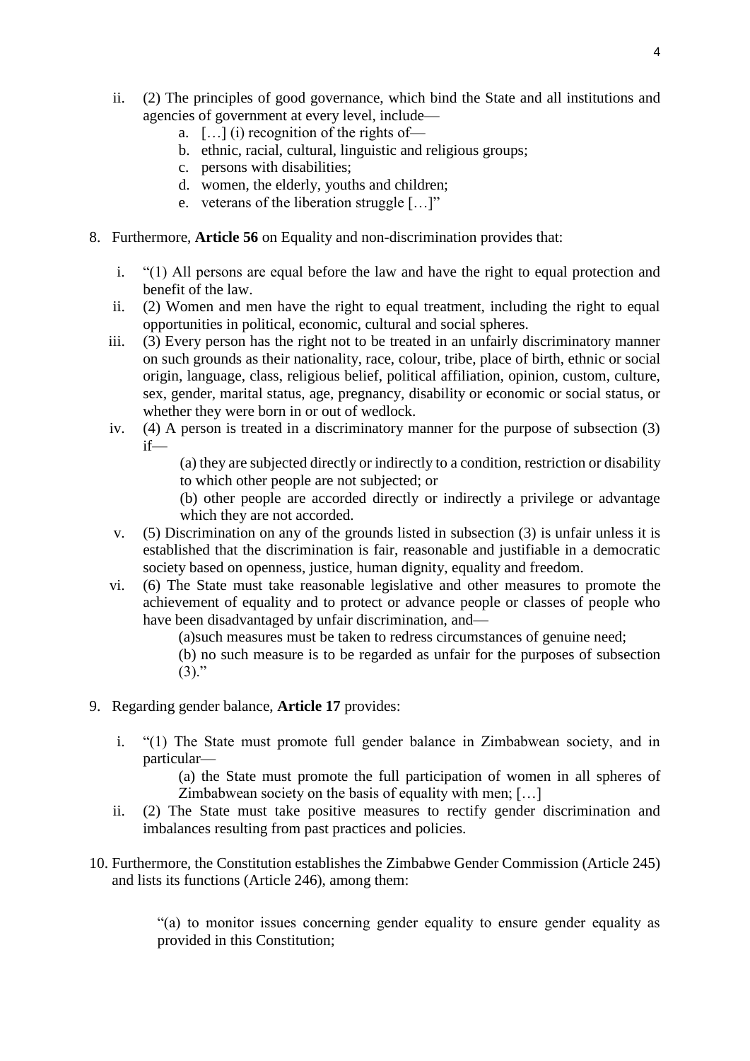ii. (2) The principles of good governance, which bind the State and all institutions and agencies of government at every level, include—
   a. […] (i) recognition of the rights of—
   b. ethnic, racial, cultural, linguistic and religious groups;
   c. persons with disabilities;
   d. women, the elderly, youths and children;
   e. veterans of the liberation struggle […]"

8. Furthermore, **Article 56** on Equality and non-discrimination provides that:

   i. "(1) All persons are equal before the law and have the right to equal protection and benefit of the law.
   ii. (2) Women and men have the right to equal treatment, including the right to equal opportunities in political, economic, cultural and social spheres.
   iii. (3) Every person has the right not to be treated in an unfairly discriminatory manner on such grounds as their nationality, race, colour, tribe, place of birth, ethnic or social origin, language, class, religious belief, political affiliation, opinion, custom, culture, sex, gender, marital status, age, pregnancy, disability or economic or social status, or whether they were born in or out of wedlock.
   iv. (4) A person is treated in a discriminatory manner for the purpose of subsection (3) if—

      (a) they are subjected directly or indirectly to a condition, restriction or disability to which other people are not subjected; or

      (b) other people are accorded directly or indirectly a privilege or advantage which they are not accorded.
   v. (5) Discrimination on any of the grounds listed in subsection (3) is unfair unless it is established that the discrimination is fair, reasonable and justifiable in a democratic society based on openness, justice, human dignity, equality and freedom.
   vi. (6) The State must take reasonable legislative and other measures to promote the achievement of equality and to protect or advance people or classes of people who have been disadvantaged by unfair discrimination, and—

      (a)such measures must be taken to redress circumstances of genuine need;

      (b) no such measure is to be regarded as unfair for the purposes of subsection (3)."

9. Regarding gender balance, **Article 17** provides:

   i. "(1) The State must promote full gender balance in Zimbabwean society, and in particular—

      (a) the State must promote the full participation of women in all spheres of Zimbabwean society on the basis of equality with men; […]
   ii. (2) The State must take positive measures to rectify gender discrimination and imbalances resulting from past practices and policies.

10. Furthermore, the Constitution establishes the Zimbabwe Gender Commission (Article 245) and lists its functions (Article 246), among them:

    "(a) to monitor issues concerning gender equality to ensure gender equality as provided in this Constitution;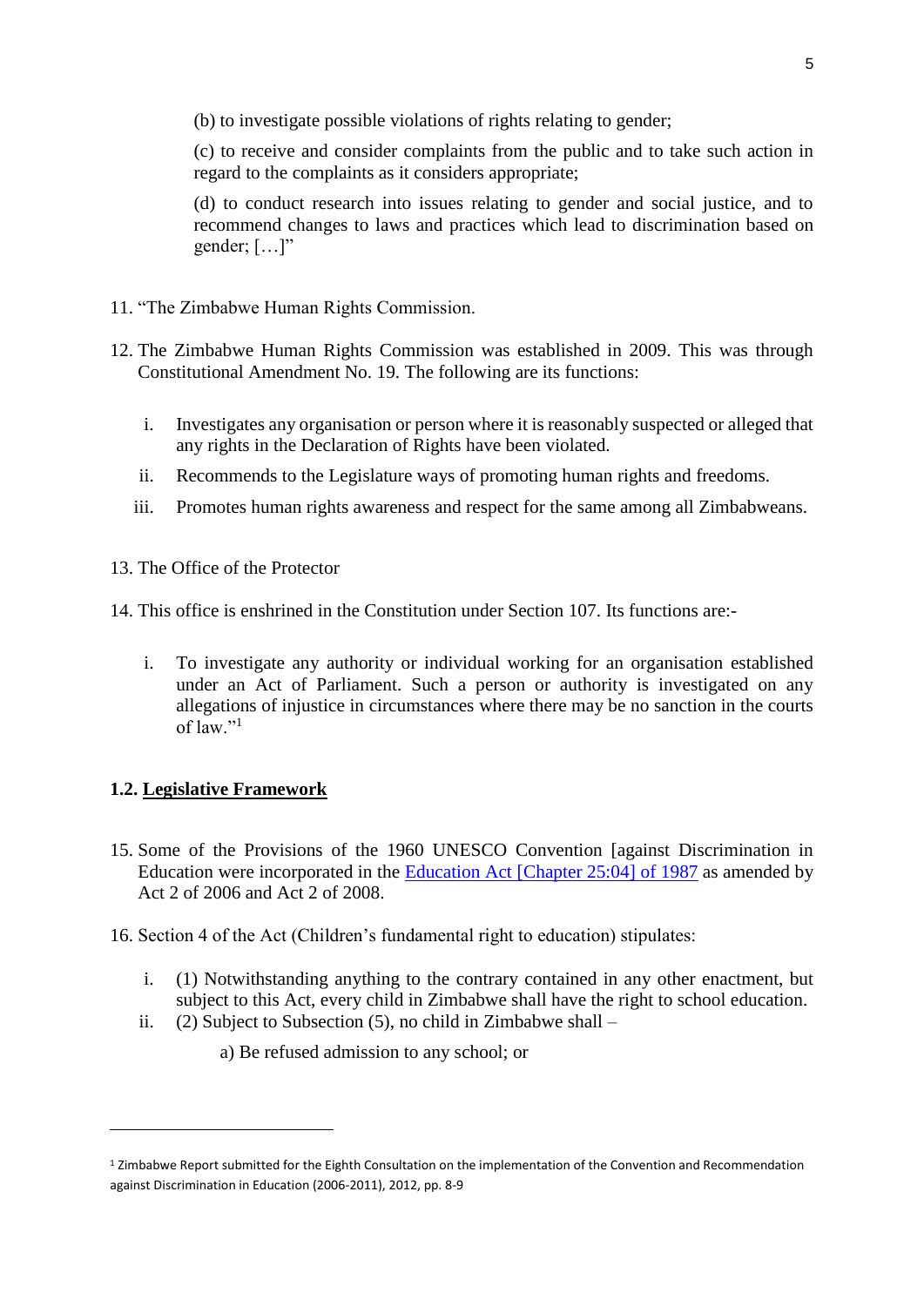(b) to investigate possible violations of rights relating to gender;

(c) to receive and consider complaints from the public and to take such action in regard to the complaints as it considers appropriate;

(d) to conduct research into issues relating to gender and social justice, and to recommend changes to laws and practices which lead to discrimination based on gender; […]"

11. "The Zimbabwe Human Rights Commission.

12. The Zimbabwe Human Rights Commission was established in 2009. This was through Constitutional Amendment No. 19. The following are its functions:

    i. Investigates any organisation or person where it is reasonably suspected or alleged that any rights in the Declaration of Rights have been violated.
    ii. Recommends to the Legislature ways of promoting human rights and freedoms.
    iii. Promotes human rights awareness and respect for the same among all Zimbabweans.

13. The Office of the Protector

14. This office is enshrined in the Constitution under Section 107. Its functions are:-

    i. To investigate any authority or individual working for an organisation established under an Act of Parliament. Such a person or authority is investigated on any allegations of injustice in circumstances where there may be no sanction in the courts of law."[1]

### 1.2. Legislative Framework

15. Some of the Provisions of the 1960 UNESCO Convention [against Discrimination in Education were incorporated in the Education Act [Chapter 25:04] of 1987 as amended by Act 2 of 2006 and Act 2 of 2008.

16. Section 4 of the Act (Children's fundamental right to education) stipulates:

    i. (1) Notwithstanding anything to the contrary contained in any other enactment, but subject to this Act, every child in Zimbabwe shall have the right to school education.
    ii. (2) Subject to Subsection (5), no child in Zimbabwe shall –

        a) Be refused admission to any school; or

---

[1] Zimbabwe Report submitted for the Eighth Consultation on the implementation of the Convention and Recommendation against Discrimination in Education (2006-2011), 2012, pp. 8-9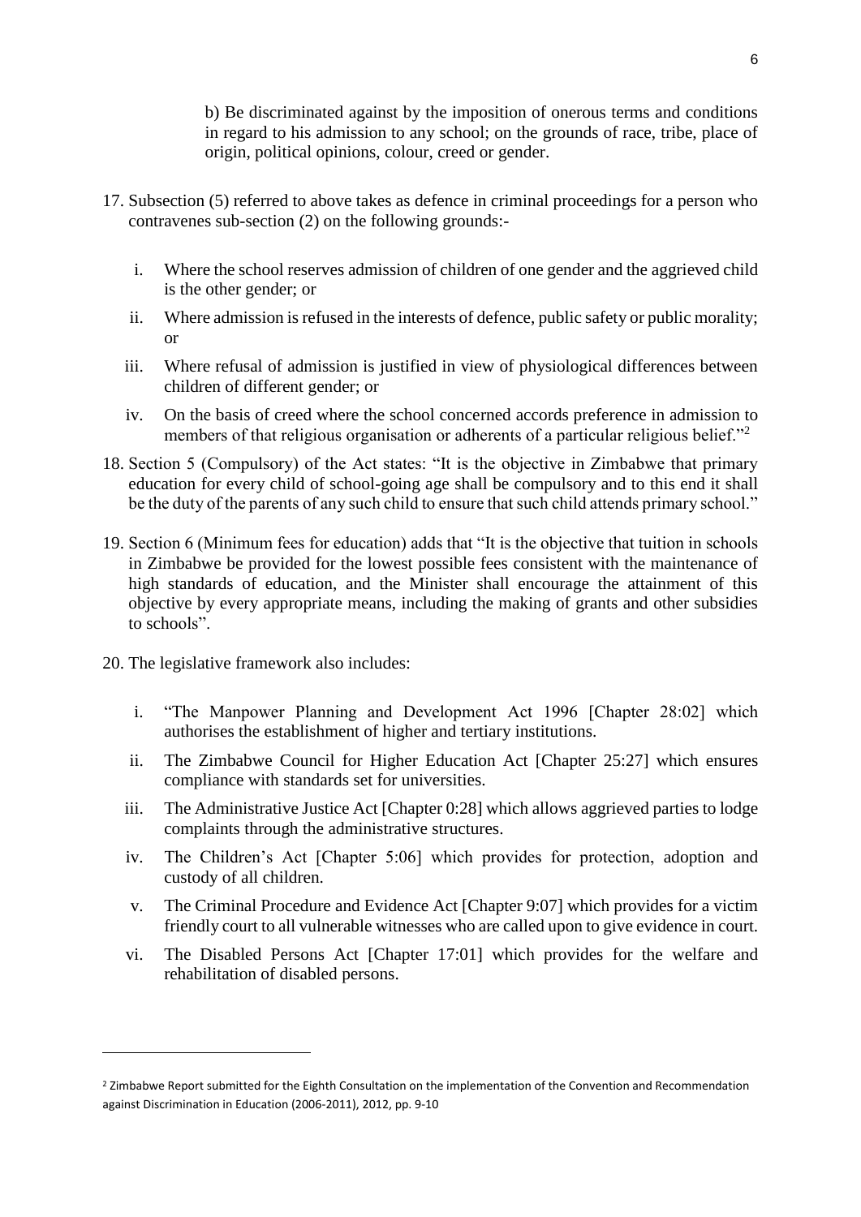b) Be discriminated against by the imposition of onerous terms and conditions in regard to his admission to any school; on the grounds of race, tribe, place of origin, political opinions, colour, creed or gender.

17. Subsection (5) referred to above takes as defence in criminal proceedings for a person who contravenes sub-section (2) on the following grounds:-

    i. Where the school reserves admission of children of one gender and the aggrieved child is the other gender; or
    ii. Where admission is refused in the interests of defence, public safety or public morality; or
    iii. Where refusal of admission is justified in view of physiological differences between children of different gender; or
    iv. On the basis of creed where the school concerned accords preference in admission to members of that religious organisation or adherents of a particular religious belief."[2]

18. Section 5 (Compulsory) of the Act states: "It is the objective in Zimbabwe that primary education for every child of school-going age shall be compulsory and to this end it shall be the duty of the parents of any such child to ensure that such child attends primary school."

19. Section 6 (Minimum fees for education) adds that "It is the objective that tuition in schools in Zimbabwe be provided for the lowest possible fees consistent with the maintenance of high standards of education, and the Minister shall encourage the attainment of this objective by every appropriate means, including the making of grants and other subsidies to schools".

20. The legislative framework also includes:

    i. "The Manpower Planning and Development Act 1996 [Chapter 28:02] which authorises the establishment of higher and tertiary institutions.
    ii. The Zimbabwe Council for Higher Education Act [Chapter 25:27] which ensures compliance with standards set for universities.
    iii. The Administrative Justice Act [Chapter 0:28] which allows aggrieved parties to lodge complaints through the administrative structures.
    iv. The Children's Act [Chapter 5:06] which provides for protection, adoption and custody of all children.
    v. The Criminal Procedure and Evidence Act [Chapter 9:07] which provides for a victim friendly court to all vulnerable witnesses who are called upon to give evidence in court.
    vi. The Disabled Persons Act [Chapter 17:01] which provides for the welfare and rehabilitation of disabled persons.

---

[2] Zimbabwe Report submitted for the Eighth Consultation on the implementation of the Convention and Recommendation against Discrimination in Education (2006-2011), 2012, pp. 9-10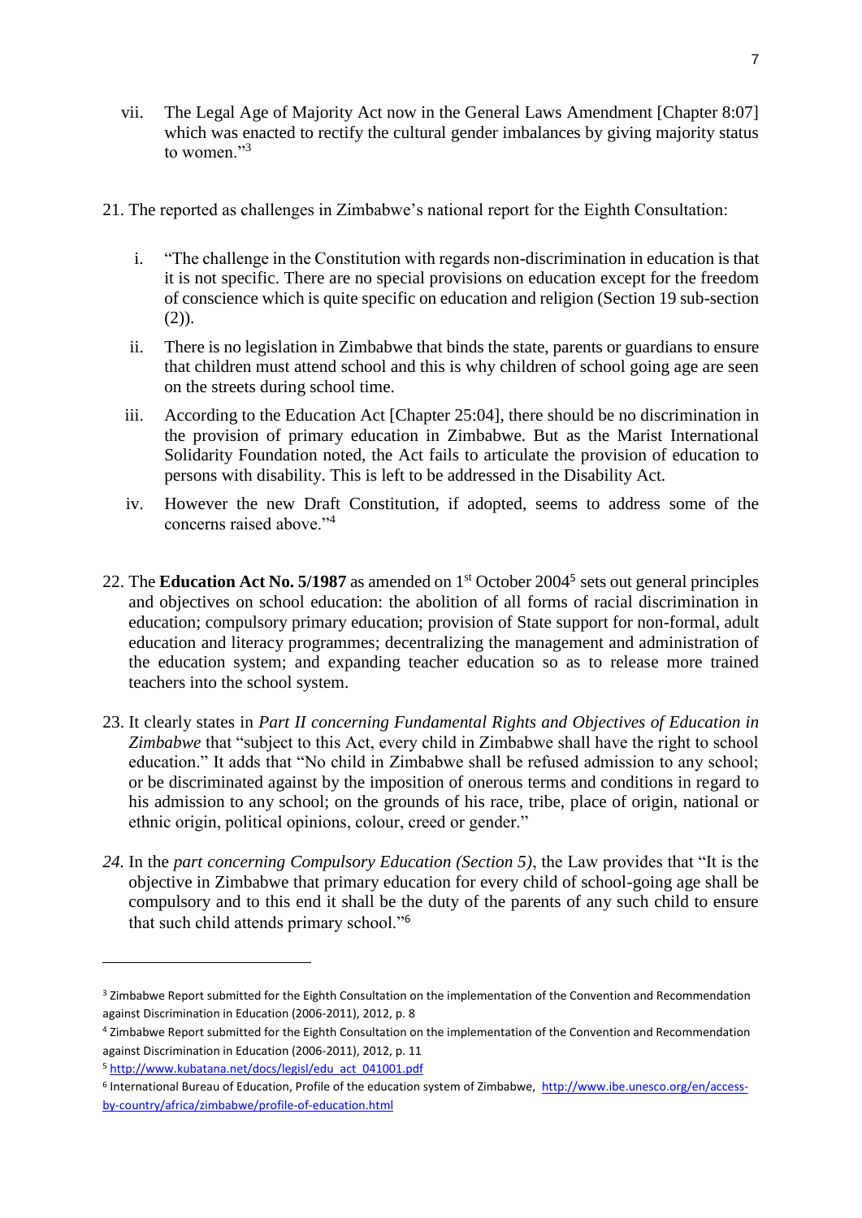vii. The Legal Age of Majority Act now in the General Laws Amendment [Chapter 8:07] which was enacted to rectify the cultural gender imbalances by giving majority status to women."[3]

21. The reported as challenges in Zimbabwe's national report for the Eighth Consultation:

    i. "The challenge in the Constitution with regards non-discrimination in education is that it is not specific. There are no special provisions on education except for the freedom of conscience which is quite specific on education and religion (Section 19 sub-section (2)).

    ii. There is no legislation in Zimbabwe that binds the state, parents or guardians to ensure that children must attend school and this is why children of school going age are seen on the streets during school time.

    iii. According to the Education Act [Chapter 25:04], there should be no discrimination in the provision of primary education in Zimbabwe. But as the Marist International Solidarity Foundation noted, the Act fails to articulate the provision of education to persons with disability. This is left to be addressed in the Disability Act.

    iv. However the new Draft Constitution, if adopted, seems to address some of the concerns raised above."[4]

22. The **Education Act No. 5/1987** as amended on 1st October 2004[5] sets out general principles and objectives on school education: the abolition of all forms of racial discrimination in education; compulsory primary education; provision of State support for non-formal, adult education and literacy programmes; decentralizing the management and administration of the education system; and expanding teacher education so as to release more trained teachers into the school system.

23. It clearly states in *Part II concerning Fundamental Rights and Objectives of Education in Zimbabwe* that "subject to this Act, every child in Zimbabwe shall have the right to school education." It adds that "No child in Zimbabwe shall be refused admission to any school; or be discriminated against by the imposition of onerous terms and conditions in regard to his admission to any school; on the grounds of his race, tribe, place of origin, national or ethnic origin, political opinions, colour, creed or gender."

24. In the *part concerning Compulsory Education (Section 5)*, the Law provides that "It is the objective in Zimbabwe that primary education for every child of school-going age shall be compulsory and to this end it shall be the duty of the parents of any such child to ensure that such child attends primary school."[6]

---

[3] Zimbabwe Report submitted for the Eighth Consultation on the implementation of the Convention and Recommendation against Discrimination in Education (2006-2011), 2012, p. 8

[4] Zimbabwe Report submitted for the Eighth Consultation on the implementation of the Convention and Recommendation against Discrimination in Education (2006-2011), 2012, p. 11

[5] http://www.kubatana.net/docs/legisl/edu_act_041001.pdf

[6] International Bureau of Education, Profile of the education system of Zimbabwe, http://www.ibe.unesco.org/en/access-by-country/africa/zimbabwe/profile-of-education.html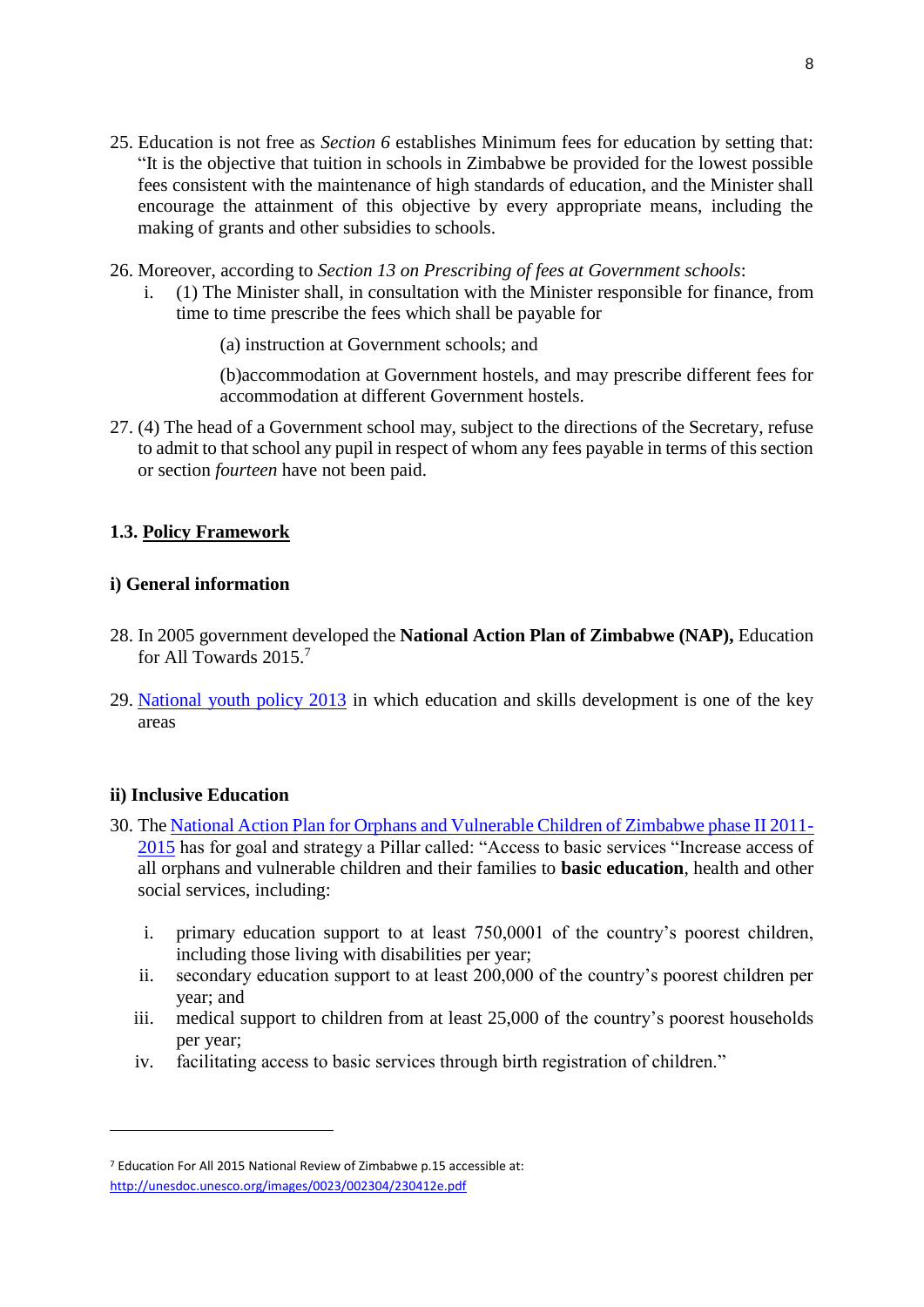25. Education is not free as *Section 6* establishes Minimum fees for education by setting that: "It is the objective that tuition in schools in Zimbabwe be provided for the lowest possible fees consistent with the maintenance of high standards of education, and the Minister shall encourage the attainment of this objective by every appropriate means, including the making of grants and other subsidies to schools.

26. Moreover, according to *Section 13 on Prescribing of fees at Government schools*:
    i. (1) The Minister shall, in consultation with the Minister responsible for finance, from time to time prescribe the fees which shall be payable for

       (a) instruction at Government schools; and

       (b)accommodation at Government hostels, and may prescribe different fees for accommodation at different Government hostels.

27. (4) The head of a Government school may, subject to the directions of the Secretary, refuse to admit to that school any pupil in respect of whom any fees payable in terms of this section or section *fourteen* have not been paid.

### 1.3. Policy Framework

#### i) General information

28. In 2005 government developed the **National Action Plan of Zimbabwe (NAP),** Education for All Towards 2015.[7]

29. National youth policy 2013 in which education and skills development is one of the key areas

#### ii) Inclusive Education

30. The National Action Plan for Orphans and Vulnerable Children of Zimbabwe phase II 2011-2015 has for goal and strategy a Pillar called: "Access to basic services "Increase access of all orphans and vulnerable children and their families to **basic education**, health and other social services, including:

    i. primary education support to at least 750,0001 of the country's poorest children, including those living with disabilities per year;
    ii. secondary education support to at least 200,000 of the country's poorest children per year; and
    iii. medical support to children from at least 25,000 of the country's poorest households per year;
    iv. facilitating access to basic services through birth registration of children."

---

[7] Education For All 2015 National Review of Zimbabwe p.15 accessible at: http://unesdoc.unesco.org/images/0023/002304/230412e.pdf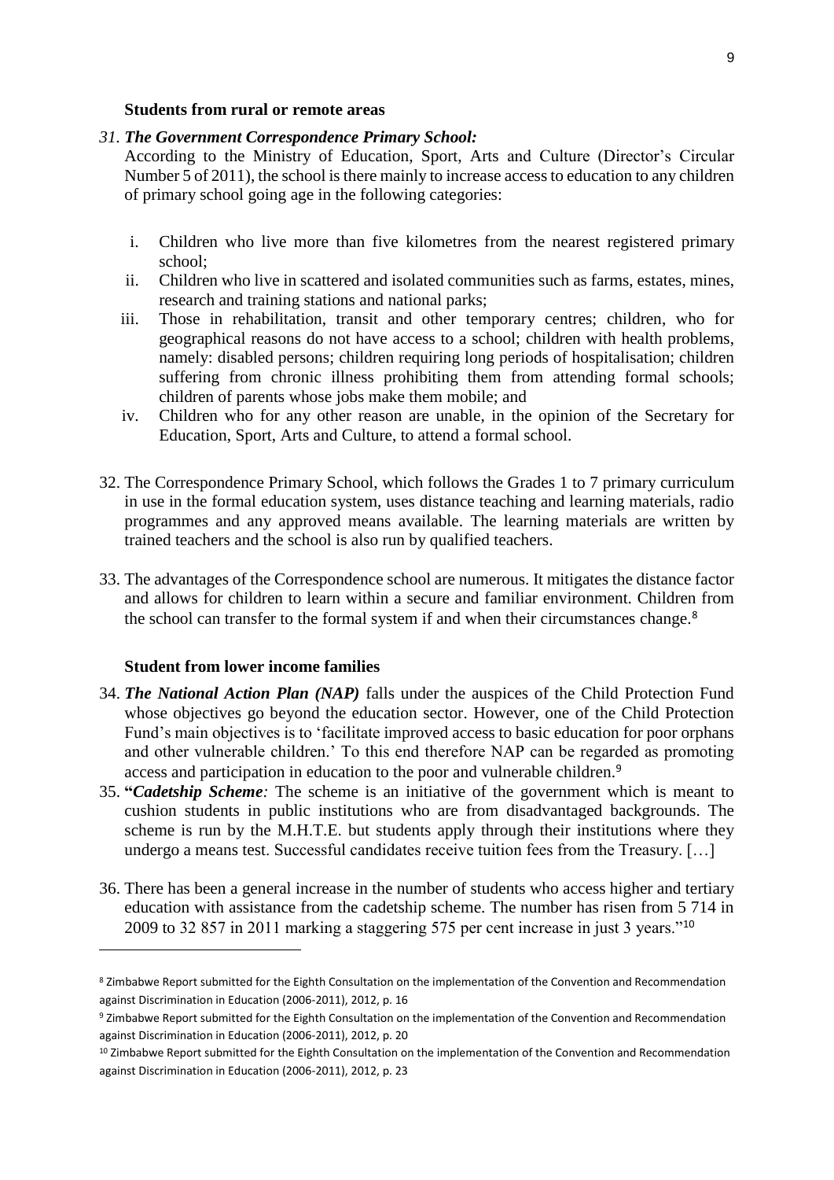**Students from rural or remote areas**

31. ***The Government Correspondence Primary School:***
According to the Ministry of Education, Sport, Arts and Culture (Director's Circular Number 5 of 2011), the school is there mainly to increase access to education to any children of primary school going age in the following categories:

    i. Children who live more than five kilometres from the nearest registered primary school;
    ii. Children who live in scattered and isolated communities such as farms, estates, mines, research and training stations and national parks;
    iii. Those in rehabilitation, transit and other temporary centres; children, who for geographical reasons do not have access to a school; children with health problems, namely: disabled persons; children requiring long periods of hospitalisation; children suffering from chronic illness prohibiting them from attending formal schools; children of parents whose jobs make them mobile; and
    iv. Children who for any other reason are unable, in the opinion of the Secretary for Education, Sport, Arts and Culture, to attend a formal school.

32. The Correspondence Primary School, which follows the Grades 1 to 7 primary curriculum in use in the formal education system, uses distance teaching and learning materials, radio programmes and any approved means available. The learning materials are written by trained teachers and the school is also run by qualified teachers.

33. The advantages of the Correspondence school are numerous. It mitigates the distance factor and allows for children to learn within a secure and familiar environment. Children from the school can transfer to the formal system if and when their circumstances change.[8]

**Student from lower income families**

34. ***The National Action Plan (NAP)*** falls under the auspices of the Child Protection Fund whose objectives go beyond the education sector. However, one of the Child Protection Fund's main objectives is to 'facilitate improved access to basic education for poor orphans and other vulnerable children.' To this end therefore NAP can be regarded as promoting access and participation in education to the poor and vulnerable children.[9]

35. **"*Cadetship Scheme*:** The scheme is an initiative of the government which is meant to cushion students in public institutions who are from disadvantaged backgrounds. The scheme is run by the M.H.T.E. but students apply through their institutions where they undergo a means test. Successful candidates receive tuition fees from the Treasury. […]

36. There has been a general increase in the number of students who access higher and tertiary education with assistance from the cadetship scheme. The number has risen from 5 714 in 2009 to 32 857 in 2011 marking a staggering 575 per cent increase in just 3 years."[10]

---

[8] Zimbabwe Report submitted for the Eighth Consultation on the implementation of the Convention and Recommendation against Discrimination in Education (2006-2011), 2012, p. 16

[9] Zimbabwe Report submitted for the Eighth Consultation on the implementation of the Convention and Recommendation against Discrimination in Education (2006-2011), 2012, p. 20

[10] Zimbabwe Report submitted for the Eighth Consultation on the implementation of the Convention and Recommendation against Discrimination in Education (2006-2011), 2012, p. 23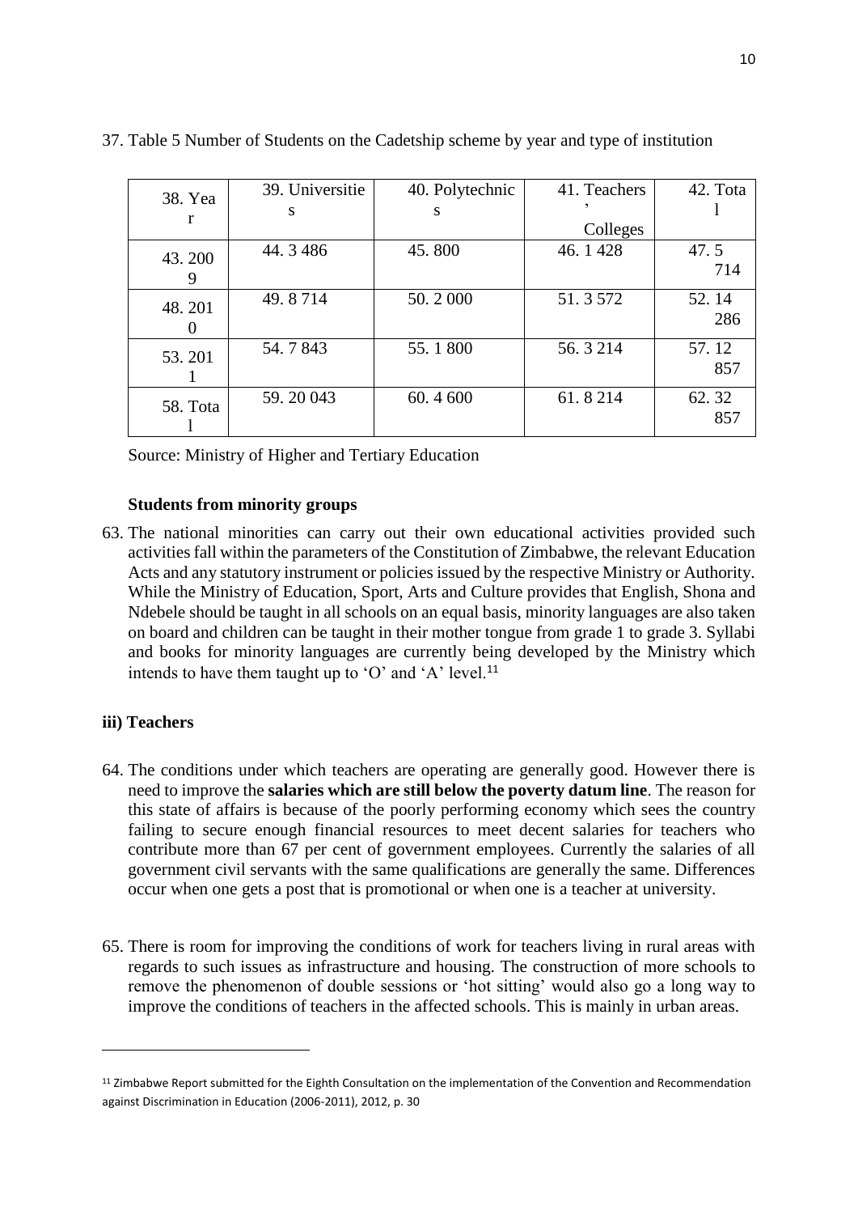37. Table 5 Number of Students on the Cadetship scheme by year and type of institution

| 38. Year | 39. Universities | 40. Polytechnics | 41. Teachers' Colleges | 42. Total |
|---|---|---|---|---|
| 43. 2009 | 44. 3 486 | 45. 800 | 46. 1 428 | 47. 5 714 |
| 48. 2010 | 49. 8 714 | 50. 2 000 | 51. 3 572 | 52. 14 286 |
| 53. 2011 | 54. 7 843 | 55. 1 800 | 56. 3 214 | 57. 12 857 |
| 58. Total | 59. 20 043 | 60. 4 600 | 61. 8 214 | 62. 32 857 |

Source: Ministry of Higher and Tertiary Education

**Students from minority groups**

63. The national minorities can carry out their own educational activities provided such activities fall within the parameters of the Constitution of Zimbabwe, the relevant Education Acts and any statutory instrument or policies issued by the respective Ministry or Authority. While the Ministry of Education, Sport, Arts and Culture provides that English, Shona and Ndebele should be taught in all schools on an equal basis, minority languages are also taken on board and children can be taught in their mother tongue from grade 1 to grade 3. Syllabi and books for minority languages are currently being developed by the Ministry which intends to have them taught up to 'O' and 'A' level.[11]

### iii) Teachers

64. The conditions under which teachers are operating are generally good. However there is need to improve the **salaries which are still below the poverty datum line**. The reason for this state of affairs is because of the poorly performing economy which sees the country failing to secure enough financial resources to meet decent salaries for teachers who contribute more than 67 per cent of government employees. Currently the salaries of all government civil servants with the same qualifications are generally the same. Differences occur when one gets a post that is promotional or when one is a teacher at university.

65. There is room for improving the conditions of work for teachers living in rural areas with regards to such issues as infrastructure and housing. The construction of more schools to remove the phenomenon of double sessions or 'hot sitting' would also go a long way to improve the conditions of teachers in the affected schools. This is mainly in urban areas.

[11] Zimbabwe Report submitted for the Eighth Consultation on the implementation of the Convention and Recommendation against Discrimination in Education (2006-2011), 2012, p. 30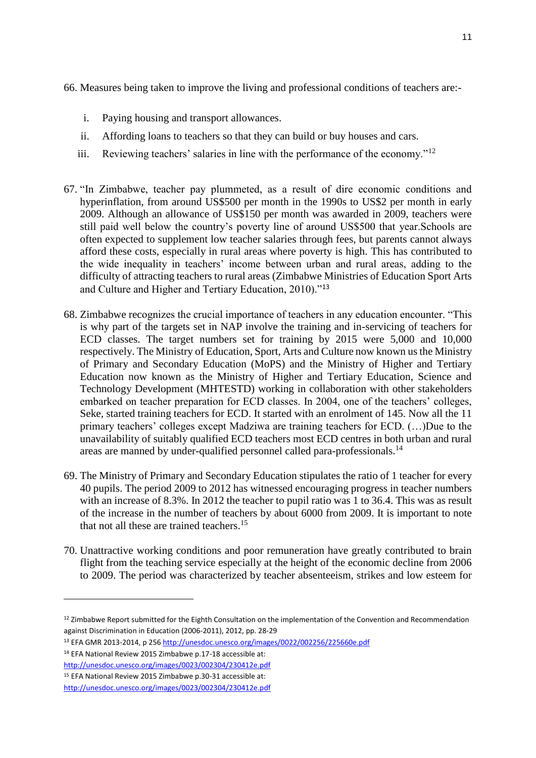66. Measures being taken to improve the living and professional conditions of teachers are:-

   i. Paying housing and transport allowances.
   ii. Affording loans to teachers so that they can build or buy houses and cars.
   iii. Reviewing teachers' salaries in line with the performance of the economy."[12]

67. "In Zimbabwe, teacher pay plummeted, as a result of dire economic conditions and hyperinflation, from around US$500 per month in the 1990s to US$2 per month in early 2009. Although an allowance of US$150 per month was awarded in 2009, teachers were still paid well below the country's poverty line of around US$500 that year.Schools are often expected to supplement low teacher salaries through fees, but parents cannot always afford these costs, especially in rural areas where poverty is high. This has contributed to the wide inequality in teachers' income between urban and rural areas, adding to the difficulty of attracting teachers to rural areas (Zimbabwe Ministries of Education Sport Arts and Culture and Higher and Tertiary Education, 2010)."[13]

68. Zimbabwe recognizes the crucial importance of teachers in any education encounter. "This is why part of the targets set in NAP involve the training and in-servicing of teachers for ECD classes. The target numbers set for training by 2015 were 5,000 and 10,000 respectively. The Ministry of Education, Sport, Arts and Culture now known us the Ministry of Primary and Secondary Education (MoPS) and the Ministry of Higher and Tertiary Education now known as the Ministry of Higher and Tertiary Education, Science and Technology Development (MHTESTD) working in collaboration with other stakeholders embarked on teacher preparation for ECD classes. In 2004, one of the teachers' colleges, Seke, started training teachers for ECD. It started with an enrolment of 145. Now all the 11 primary teachers' colleges except Madziwa are training teachers for ECD. (…)Due to the unavailability of suitably qualified ECD teachers most ECD centres in both urban and rural areas are manned by under-qualified personnel called para-professionals.[14]

69. The Ministry of Primary and Secondary Education stipulates the ratio of 1 teacher for every 40 pupils. The period 2009 to 2012 has witnessed encouraging progress in teacher numbers with an increase of 8.3%. In 2012 the teacher to pupil ratio was 1 to 36.4. This was as result of the increase in the number of teachers by about 6000 from 2009. It is important to note that not all these are trained teachers.[15]

70. Unattractive working conditions and poor remuneration have greatly contributed to brain flight from the teaching service especially at the height of the economic decline from 2006 to 2009. The period was characterized by teacher absenteeism, strikes and low esteem for

---

[12] Zimbabwe Report submitted for the Eighth Consultation on the implementation of the Convention and Recommendation against Discrimination in Education (2006-2011), 2012, pp. 28-29

[13] EFA GMR 2013-2014, p 256 http://unesdoc.unesco.org/images/0022/002256/225660e.pdf

[14] EFA National Review 2015 Zimbabwe p.17-18 accessible at: http://unesdoc.unesco.org/images/0023/002304/230412e.pdf

[15] EFA National Review 2015 Zimbabwe p.30-31 accessible at: http://unesdoc.unesco.org/images/0023/002304/230412e.pdf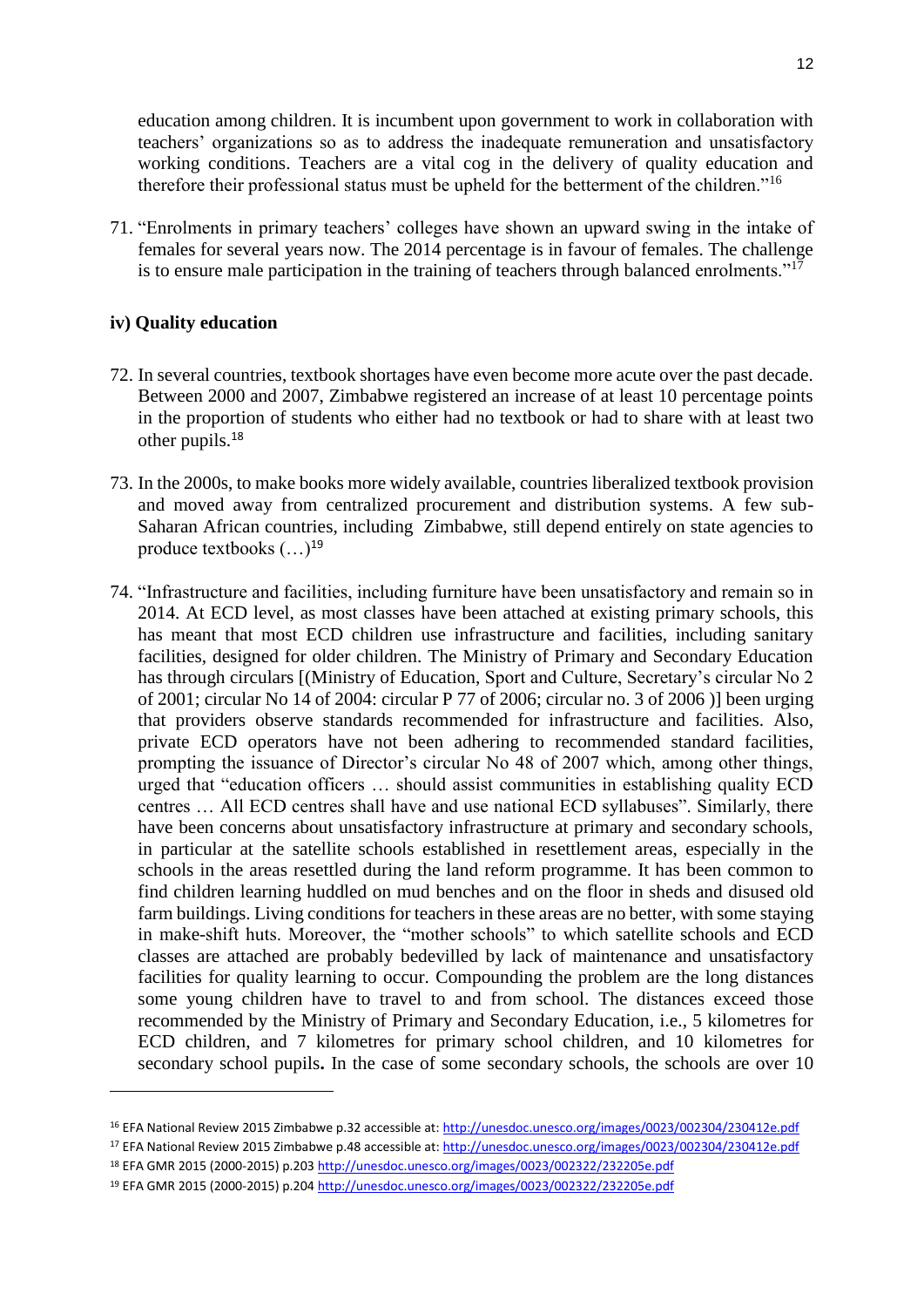education among children. It is incumbent upon government to work in collaboration with teachers' organizations so as to address the inadequate remuneration and unsatisfactory working conditions. Teachers are a vital cog in the delivery of quality education and therefore their professional status must be upheld for the betterment of the children."[16]

71. "Enrolments in primary teachers' colleges have shown an upward swing in the intake of females for several years now. The 2014 percentage is in favour of females. The challenge is to ensure male participation in the training of teachers through balanced enrolments."[17]

**iv) Quality education**

72. In several countries, textbook shortages have even become more acute over the past decade. Between 2000 and 2007, Zimbabwe registered an increase of at least 10 percentage points in the proportion of students who either had no textbook or had to share with at least two other pupils.[18]

73. In the 2000s, to make books more widely available, countries liberalized textbook provision and moved away from centralized procurement and distribution systems. A few sub-Saharan African countries, including Zimbabwe, still depend entirely on state agencies to produce textbooks (…)[19]

74. "Infrastructure and facilities, including furniture have been unsatisfactory and remain so in 2014. At ECD level, as most classes have been attached at existing primary schools, this has meant that most ECD children use infrastructure and facilities, including sanitary facilities, designed for older children. The Ministry of Primary and Secondary Education has through circulars [(Ministry of Education, Sport and Culture, Secretary's circular No 2 of 2001; circular No 14 of 2004: circular P 77 of 2006; circular no. 3 of 2006 )] been urging that providers observe standards recommended for infrastructure and facilities. Also, private ECD operators have not been adhering to recommended standard facilities, prompting the issuance of Director's circular No 48 of 2007 which, among other things, urged that "education officers … should assist communities in establishing quality ECD centres … All ECD centres shall have and use national ECD syllabuses". Similarly, there have been concerns about unsatisfactory infrastructure at primary and secondary schools, in particular at the satellite schools established in resettlement areas, especially in the schools in the areas resettled during the land reform programme. It has been common to find children learning huddled on mud benches and on the floor in sheds and disused old farm buildings. Living conditions for teachers in these areas are no better, with some staying in make-shift huts. Moreover, the "mother schools" to which satellite schools and ECD classes are attached are probably bedevilled by lack of maintenance and unsatisfactory facilities for quality learning to occur. Compounding the problem are the long distances some young children have to travel to and from school. The distances exceed those recommended by the Ministry of Primary and Secondary Education, i.e., 5 kilometres for ECD children, and 7 kilometres for primary school children, and 10 kilometres for secondary school pupils**.** In the case of some secondary schools, the schools are over 10

---

[16] EFA National Review 2015 Zimbabwe p.32 accessible at: http://unesdoc.unesco.org/images/0023/002304/230412e.pdf

[17] EFA National Review 2015 Zimbabwe p.48 accessible at: http://unesdoc.unesco.org/images/0023/002304/230412e.pdf

[18] EFA GMR 2015 (2000-2015) p.203 http://unesdoc.unesco.org/images/0023/002322/232205e.pdf

[19] EFA GMR 2015 (2000-2015) p.204 http://unesdoc.unesco.org/images/0023/002322/232205e.pdf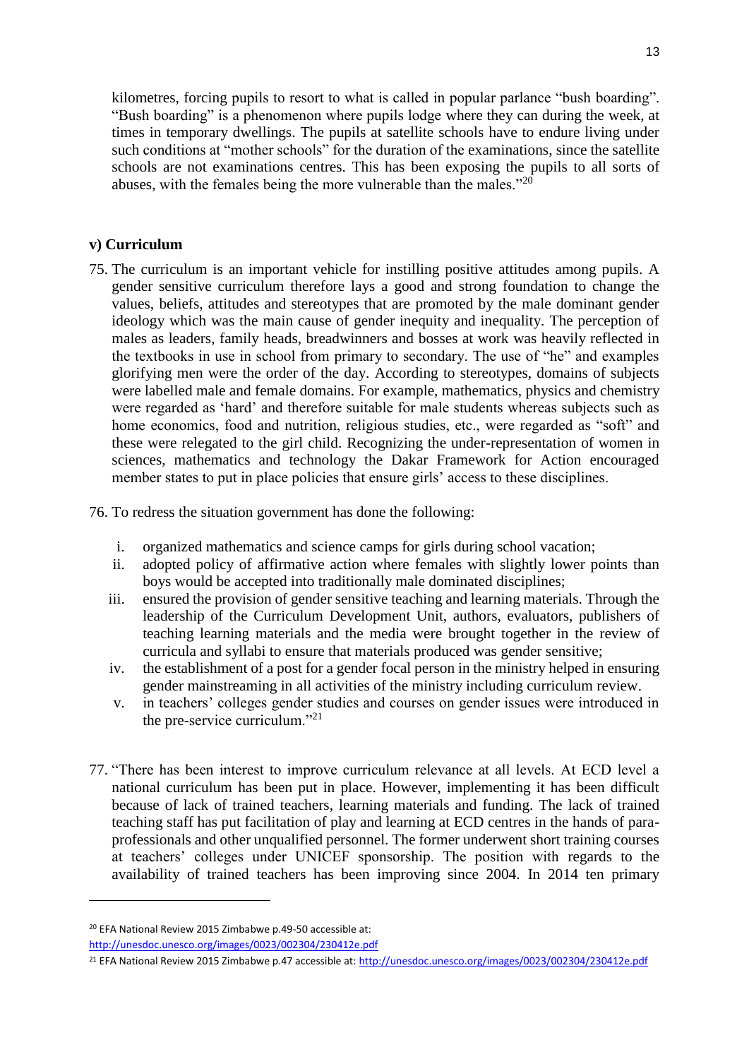kilometres, forcing pupils to resort to what is called in popular parlance "bush boarding". "Bush boarding" is a phenomenon where pupils lodge where they can during the week, at times in temporary dwellings. The pupils at satellite schools have to endure living under such conditions at "mother schools" for the duration of the examinations, since the satellite schools are not examinations centres. This has been exposing the pupils to all sorts of abuses, with the females being the more vulnerable than the males."[20]

**v) Curriculum**

75. The curriculum is an important vehicle for instilling positive attitudes among pupils. A gender sensitive curriculum therefore lays a good and strong foundation to change the values, beliefs, attitudes and stereotypes that are promoted by the male dominant gender ideology which was the main cause of gender inequity and inequality. The perception of males as leaders, family heads, breadwinners and bosses at work was heavily reflected in the textbooks in use in school from primary to secondary. The use of "he" and examples glorifying men were the order of the day. According to stereotypes, domains of subjects were labelled male and female domains. For example, mathematics, physics and chemistry were regarded as 'hard' and therefore suitable for male students whereas subjects such as home economics, food and nutrition, religious studies, etc., were regarded as "soft" and these were relegated to the girl child. Recognizing the under-representation of women in sciences, mathematics and technology the Dakar Framework for Action encouraged member states to put in place policies that ensure girls' access to these disciplines.

76. To redress the situation government has done the following:

    i. organized mathematics and science camps for girls during school vacation;
    ii. adopted policy of affirmative action where females with slightly lower points than boys would be accepted into traditionally male dominated disciplines;
    iii. ensured the provision of gender sensitive teaching and learning materials. Through the leadership of the Curriculum Development Unit, authors, evaluators, publishers of teaching learning materials and the media were brought together in the review of curricula and syllabi to ensure that materials produced was gender sensitive;
    iv. the establishment of a post for a gender focal person in the ministry helped in ensuring gender mainstreaming in all activities of the ministry including curriculum review.
    v. in teachers' colleges gender studies and courses on gender issues were introduced in the pre-service curriculum."[21]

77. "There has been interest to improve curriculum relevance at all levels. At ECD level a national curriculum has been put in place. However, implementing it has been difficult because of lack of trained teachers, learning materials and funding. The lack of trained teaching staff has put facilitation of play and learning at ECD centres in the hands of para-professionals and other unqualified personnel. The former underwent short training courses at teachers' colleges under UNICEF sponsorship. The position with regards to the availability of trained teachers has been improving since 2004. In 2014 ten primary

---

[20] EFA National Review 2015 Zimbabwe p.49-50 accessible at: http://unesdoc.unesco.org/images/0023/002304/230412e.pdf

[21] EFA National Review 2015 Zimbabwe p.47 accessible at: http://unesdoc.unesco.org/images/0023/002304/230412e.pdf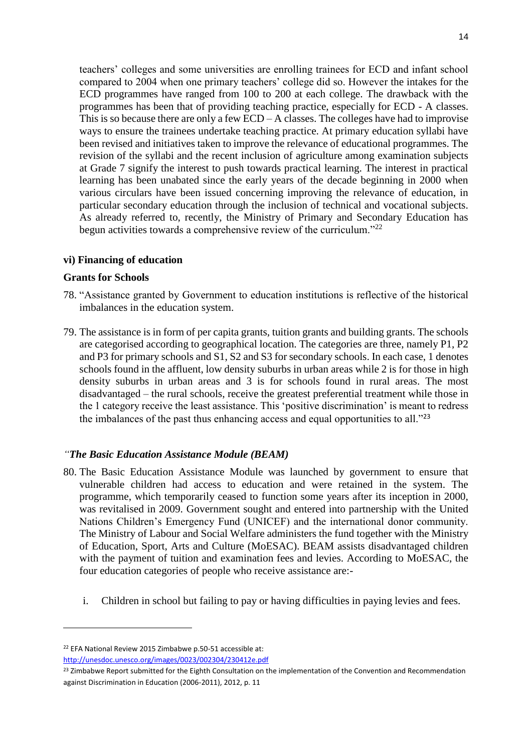teachers' colleges and some universities are enrolling trainees for ECD and infant school compared to 2004 when one primary teachers' college did so. However the intakes for the ECD programmes have ranged from 100 to 200 at each college. The drawback with the programmes has been that of providing teaching practice, especially for ECD - A classes. This is so because there are only a few ECD – A classes. The colleges have had to improvise ways to ensure the trainees undertake teaching practice. At primary education syllabi have been revised and initiatives taken to improve the relevance of educational programmes. The revision of the syllabi and the recent inclusion of agriculture among examination subjects at Grade 7 signify the interest to push towards practical learning. The interest in practical learning has been unabated since the early years of the decade beginning in 2000 when various circulars have been issued concerning improving the relevance of education, in particular secondary education through the inclusion of technical and vocational subjects. As already referred to, recently, the Ministry of Primary and Secondary Education has begun activities towards a comprehensive review of the curriculum."[22]

### vi) Financing of education

### Grants for Schools

78. "Assistance granted by Government to education institutions is reflective of the historical imbalances in the education system.

79. The assistance is in form of per capita grants, tuition grants and building grants. The schools are categorised according to geographical location. The categories are three, namely P1, P2 and P3 for primary schools and S1, S2 and S3 for secondary schools. In each case, 1 denotes schools found in the affluent, low density suburbs in urban areas while 2 is for those in high density suburbs in urban areas and 3 is for schools found in rural areas. The most disadvantaged – the rural schools, receive the greatest preferential treatment while those in the 1 category receive the least assistance. This 'positive discrimination' is meant to redress the imbalances of the past thus enhancing access and equal opportunities to all."[23]

### *"The Basic Education Assistance Module (BEAM)*

80. The Basic Education Assistance Module was launched by government to ensure that vulnerable children had access to education and were retained in the system. The programme, which temporarily ceased to function some years after its inception in 2000, was revitalised in 2009. Government sought and entered into partnership with the United Nations Children's Emergency Fund (UNICEF) and the international donor community. The Ministry of Labour and Social Welfare administers the fund together with the Ministry of Education, Sport, Arts and Culture (MoESAC). BEAM assists disadvantaged children with the payment of tuition and examination fees and levies. According to MoESAC, the four education categories of people who receive assistance are:-

    i. Children in school but failing to pay or having difficulties in paying levies and fees.

---

[22] EFA National Review 2015 Zimbabwe p.50-51 accessible at: http://unesdoc.unesco.org/images/0023/002304/230412e.pdf

[23] Zimbabwe Report submitted for the Eighth Consultation on the implementation of the Convention and Recommendation against Discrimination in Education (2006-2011), 2012, p. 11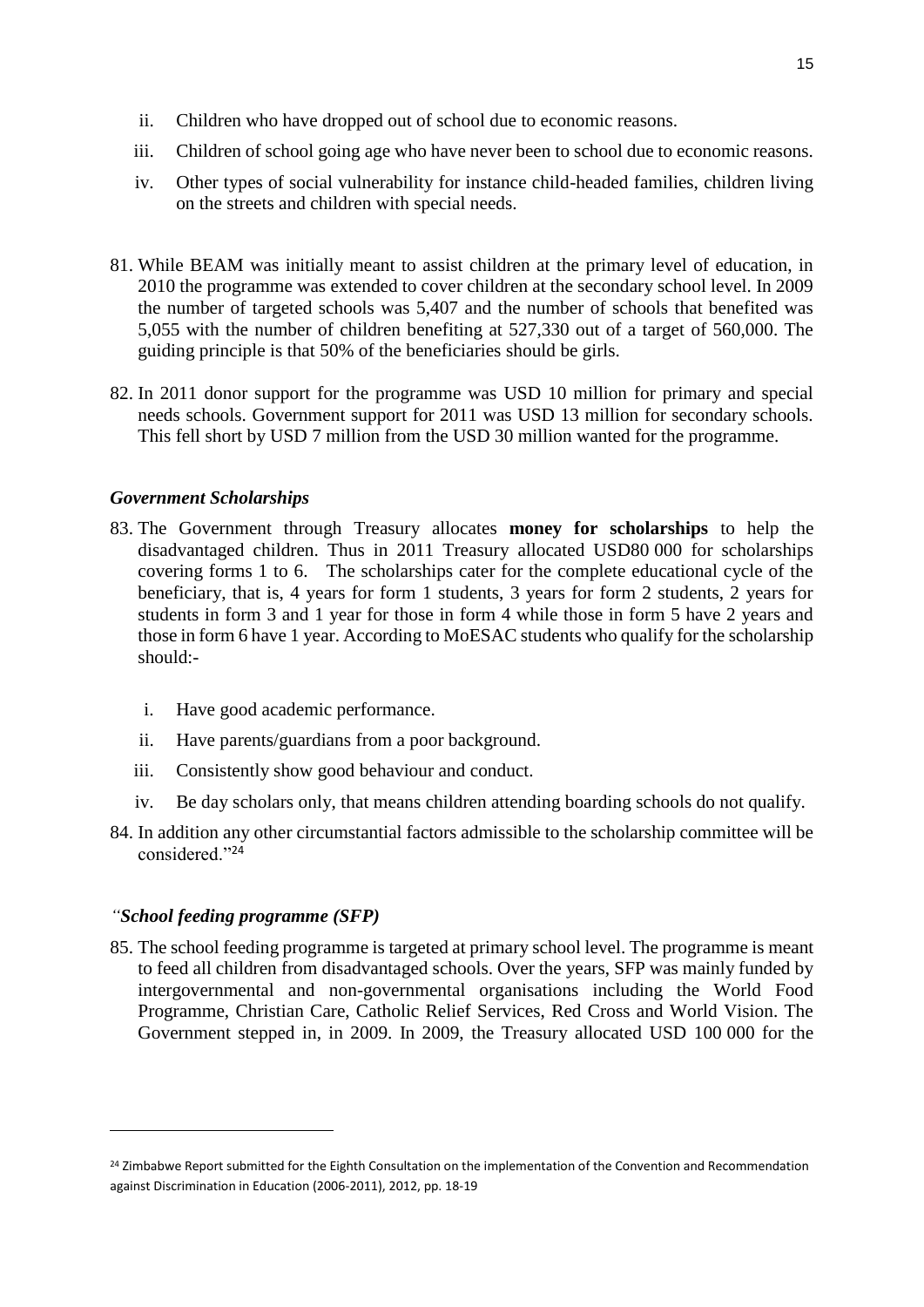- ii. Children who have dropped out of school due to economic reasons.
- iii. Children of school going age who have never been to school due to economic reasons.
- iv. Other types of social vulnerability for instance child-headed families, children living on the streets and children with special needs.

81. While BEAM was initially meant to assist children at the primary level of education, in 2010 the programme was extended to cover children at the secondary school level. In 2009 the number of targeted schools was 5,407 and the number of schools that benefited was 5,055 with the number of children benefiting at 527,330 out of a target of 560,000. The guiding principle is that 50% of the beneficiaries should be girls.

82. In 2011 donor support for the programme was USD 10 million for primary and special needs schools. Government support for 2011 was USD 13 million for secondary schools. This fell short by USD 7 million from the USD 30 million wanted for the programme.

### *Government Scholarships*

83. The Government through Treasury allocates **money for scholarships** to help the disadvantaged children. Thus in 2011 Treasury allocated USD80 000 for scholarships covering forms 1 to 6. The scholarships cater for the complete educational cycle of the beneficiary, that is, 4 years for form 1 students, 3 years for form 2 students, 2 years for students in form 3 and 1 year for those in form 4 while those in form 5 have 2 years and those in form 6 have 1 year. According to MoESAC students who qualify for the scholarship should:-

    - i. Have good academic performance.
    - ii. Have parents/guardians from a poor background.
    - iii. Consistently show good behaviour and conduct.
    - iv. Be day scholars only, that means children attending boarding schools do not qualify.

84. In addition any other circumstantial factors admissible to the scholarship committee will be considered."[24]

### *"School feeding programme (SFP)*

85. The school feeding programme is targeted at primary school level. The programme is meant to feed all children from disadvantaged schools. Over the years, SFP was mainly funded by intergovernmental and non-governmental organisations including the World Food Programme, Christian Care, Catholic Relief Services, Red Cross and World Vision. The Government stepped in, in 2009. In 2009, the Treasury allocated USD 100 000 for the

---

[24] Zimbabwe Report submitted for the Eighth Consultation on the implementation of the Convention and Recommendation against Discrimination in Education (2006-2011), 2012, pp. 18-19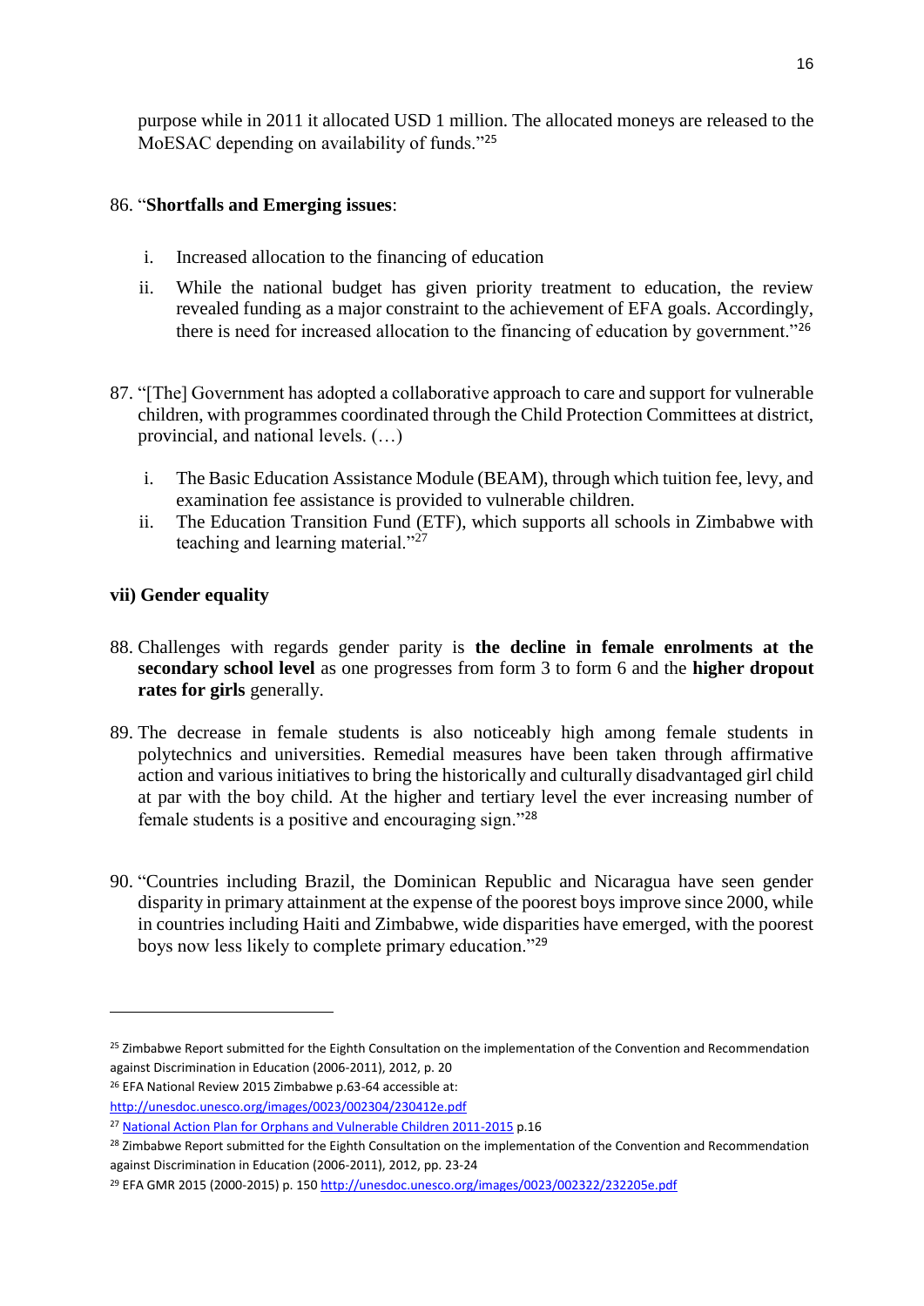purpose while in 2011 it allocated USD 1 million. The allocated moneys are released to the MoESAC depending on availability of funds."[25]

86. "**Shortfalls and Emerging issues**:

    i. Increased allocation to the financing of education

    ii. While the national budget has given priority treatment to education, the review revealed funding as a major constraint to the achievement of EFA goals. Accordingly, there is need for increased allocation to the financing of education by government."[26]

87. "[The] Government has adopted a collaborative approach to care and support for vulnerable children, with programmes coordinated through the Child Protection Committees at district, provincial, and national levels. (…)

    i. The Basic Education Assistance Module (BEAM), through which tuition fee, levy, and examination fee assistance is provided to vulnerable children.
    ii. The Education Transition Fund (ETF), which supports all schools in Zimbabwe with teaching and learning material."[27]

**vii) Gender equality**

88. Challenges with regards gender parity is **the decline in female enrolments at the secondary school level** as one progresses from form 3 to form 6 and the **higher dropout rates for girls** generally.

89. The decrease in female students is also noticeably high among female students in polytechnics and universities. Remedial measures have been taken through affirmative action and various initiatives to bring the historically and culturally disadvantaged girl child at par with the boy child. At the higher and tertiary level the ever increasing number of female students is a positive and encouraging sign."[28]

90. "Countries including Brazil, the Dominican Republic and Nicaragua have seen gender disparity in primary attainment at the expense of the poorest boys improve since 2000, while in countries including Haiti and Zimbabwe, wide disparities have emerged, with the poorest boys now less likely to complete primary education."[29]

---

[25] Zimbabwe Report submitted for the Eighth Consultation on the implementation of the Convention and Recommendation against Discrimination in Education (2006-2011), 2012, p. 20

[26] EFA National Review 2015 Zimbabwe p.63-64 accessible at: http://unesdoc.unesco.org/images/0023/002304/230412e.pdf

[27] National Action Plan for Orphans and Vulnerable Children 2011-2015 p.16

[28] Zimbabwe Report submitted for the Eighth Consultation on the implementation of the Convention and Recommendation against Discrimination in Education (2006-2011), 2012, pp. 23-24

[29] EFA GMR 2015 (2000-2015) p. 150 http://unesdoc.unesco.org/images/0023/002322/232205e.pdf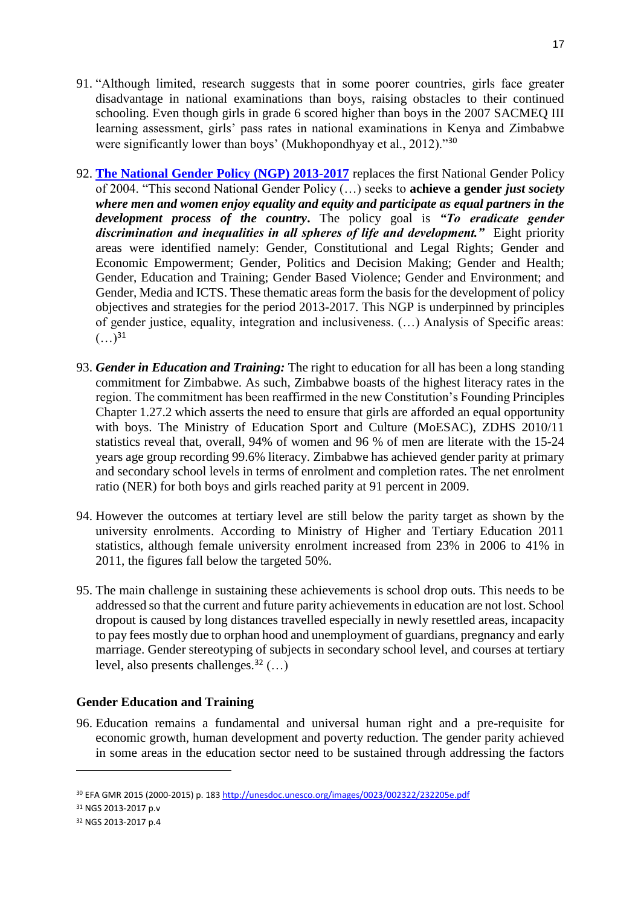91. "Although limited, research suggests that in some poorer countries, girls face greater disadvantage in national examinations than boys, raising obstacles to their continued schooling. Even though girls in grade 6 scored higher than boys in the 2007 SACMEQ III learning assessment, girls' pass rates in national examinations in Kenya and Zimbabwe were significantly lower than boys' (Mukhopondhyay et al., 2012)."[30]

92. **The National Gender Policy (NGP) 2013-2017** replaces the first National Gender Policy of 2004. "This second National Gender Policy (…) seeks to **achieve a gender *just society where men and women enjoy equality and equity and participate as equal partners in the development process of the country*.** The policy goal is ***"To eradicate gender discrimination and inequalities in all spheres of life and development."*** Eight priority areas were identified namely: Gender, Constitutional and Legal Rights; Gender and Economic Empowerment; Gender, Politics and Decision Making; Gender and Health; Gender, Education and Training; Gender Based Violence; Gender and Environment; and Gender, Media and ICTS. These thematic areas form the basis for the development of policy objectives and strategies for the period 2013-2017. This NGP is underpinned by principles of gender justice, equality, integration and inclusiveness. (…) Analysis of Specific areas: (…)[31]

93. ***Gender in Education and Training:*** The right to education for all has been a long standing commitment for Zimbabwe. As such, Zimbabwe boasts of the highest literacy rates in the region. The commitment has been reaffirmed in the new Constitution's Founding Principles Chapter 1.27.2 which asserts the need to ensure that girls are afforded an equal opportunity with boys. The Ministry of Education Sport and Culture (MoESAC), ZDHS 2010/11 statistics reveal that, overall, 94% of women and 96 % of men are literate with the 15-24 years age group recording 99.6% literacy. Zimbabwe has achieved gender parity at primary and secondary school levels in terms of enrolment and completion rates. The net enrolment ratio (NER) for both boys and girls reached parity at 91 percent in 2009.

94. However the outcomes at tertiary level are still below the parity target as shown by the university enrolments. According to Ministry of Higher and Tertiary Education 2011 statistics, although female university enrolment increased from 23% in 2006 to 41% in 2011, the figures fall below the targeted 50%.

95. The main challenge in sustaining these achievements is school drop outs. This needs to be addressed so that the current and future parity achievements in education are not lost. School dropout is caused by long distances travelled especially in newly resettled areas, incapacity to pay fees mostly due to orphan hood and unemployment of guardians, pregnancy and early marriage. Gender stereotyping of subjects in secondary school level, and courses at tertiary level, also presents challenges.[32] (…)

### Gender Education and Training

96. Education remains a fundamental and universal human right and a pre-requisite for economic growth, human development and poverty reduction. The gender parity achieved in some areas in the education sector need to be sustained through addressing the factors

---

[30] EFA GMR 2015 (2000-2015) p. 183 http://unesdoc.unesco.org/images/0023/002322/232205e.pdf

[31] NGS 2013-2017 p.v

[32] NGS 2013-2017 p.4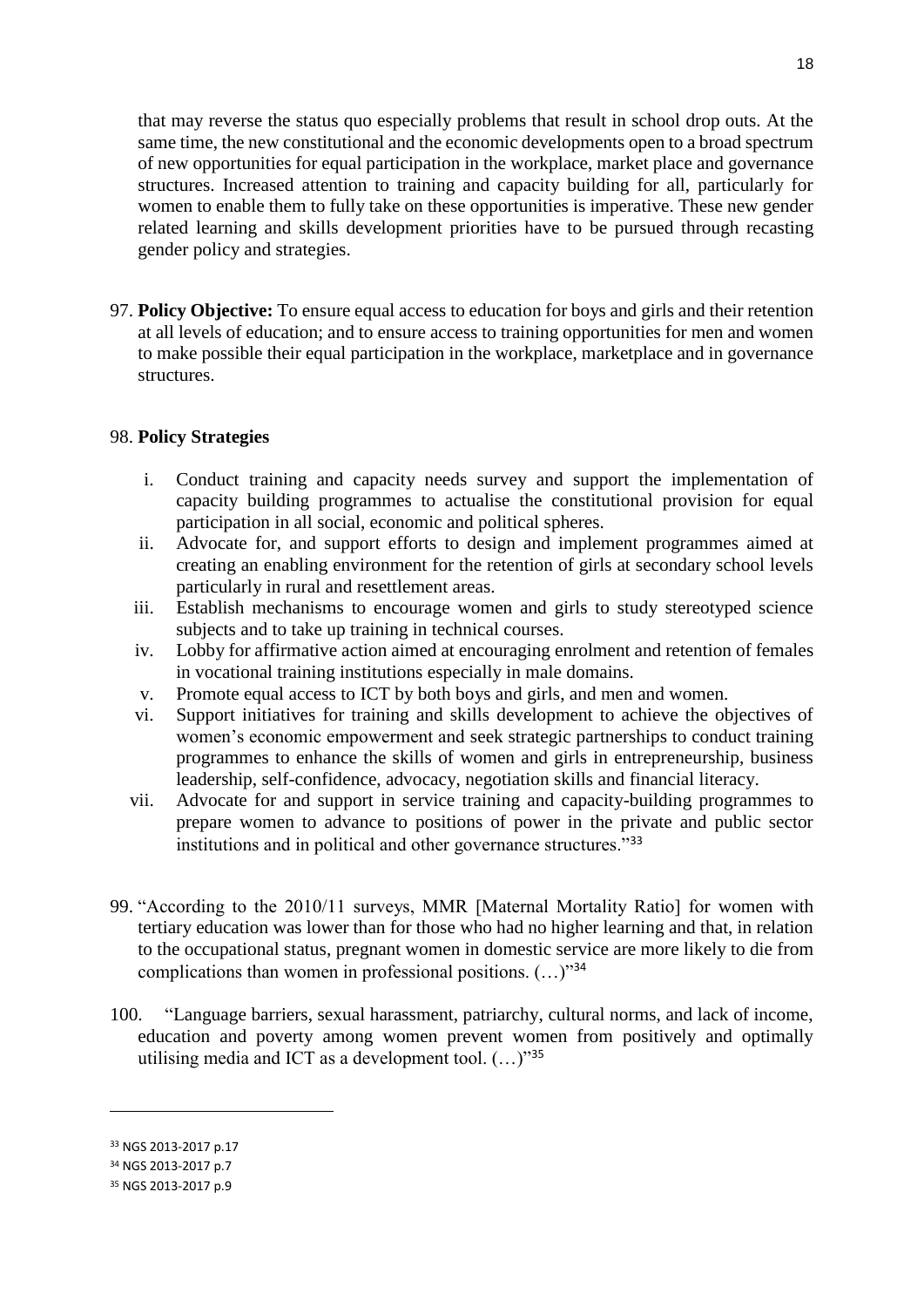that may reverse the status quo especially problems that result in school drop outs. At the same time, the new constitutional and the economic developments open to a broad spectrum of new opportunities for equal participation in the workplace, market place and governance structures. Increased attention to training and capacity building for all, particularly for women to enable them to fully take on these opportunities is imperative. These new gender related learning and skills development priorities have to be pursued through recasting gender policy and strategies.

97. **Policy Objective:** To ensure equal access to education for boys and girls and their retention at all levels of education; and to ensure access to training opportunities for men and women to make possible their equal participation in the workplace, marketplace and in governance structures.

98. **Policy Strategies**

   i. Conduct training and capacity needs survey and support the implementation of capacity building programmes to actualise the constitutional provision for equal participation in all social, economic and political spheres.
   ii. Advocate for, and support efforts to design and implement programmes aimed at creating an enabling environment for the retention of girls at secondary school levels particularly in rural and resettlement areas.
   iii. Establish mechanisms to encourage women and girls to study stereotyped science subjects and to take up training in technical courses.
   iv. Lobby for affirmative action aimed at encouraging enrolment and retention of females in vocational training institutions especially in male domains.
   v. Promote equal access to ICT by both boys and girls, and men and women.
   vi. Support initiatives for training and skills development to achieve the objectives of women's economic empowerment and seek strategic partnerships to conduct training programmes to enhance the skills of women and girls in entrepreneurship, business leadership, self-confidence, advocacy, negotiation skills and financial literacy.
   vii. Advocate for and support in service training and capacity-building programmes to prepare women to advance to positions of power in the private and public sector institutions and in political and other governance structures."[33]

99. "According to the 2010/11 surveys, MMR [Maternal Mortality Ratio] for women with tertiary education was lower than for those who had no higher learning and that, in relation to the occupational status, pregnant women in domestic service are more likely to die from complications than women in professional positions. (…)"[34]

100. "Language barriers, sexual harassment, patriarchy, cultural norms, and lack of income, education and poverty among women prevent women from positively and optimally utilising media and ICT as a development tool. (…)"[35]

---

[33] NGS 2013-2017 p.17

[34] NGS 2013-2017 p.7

[35] NGS 2013-2017 p.9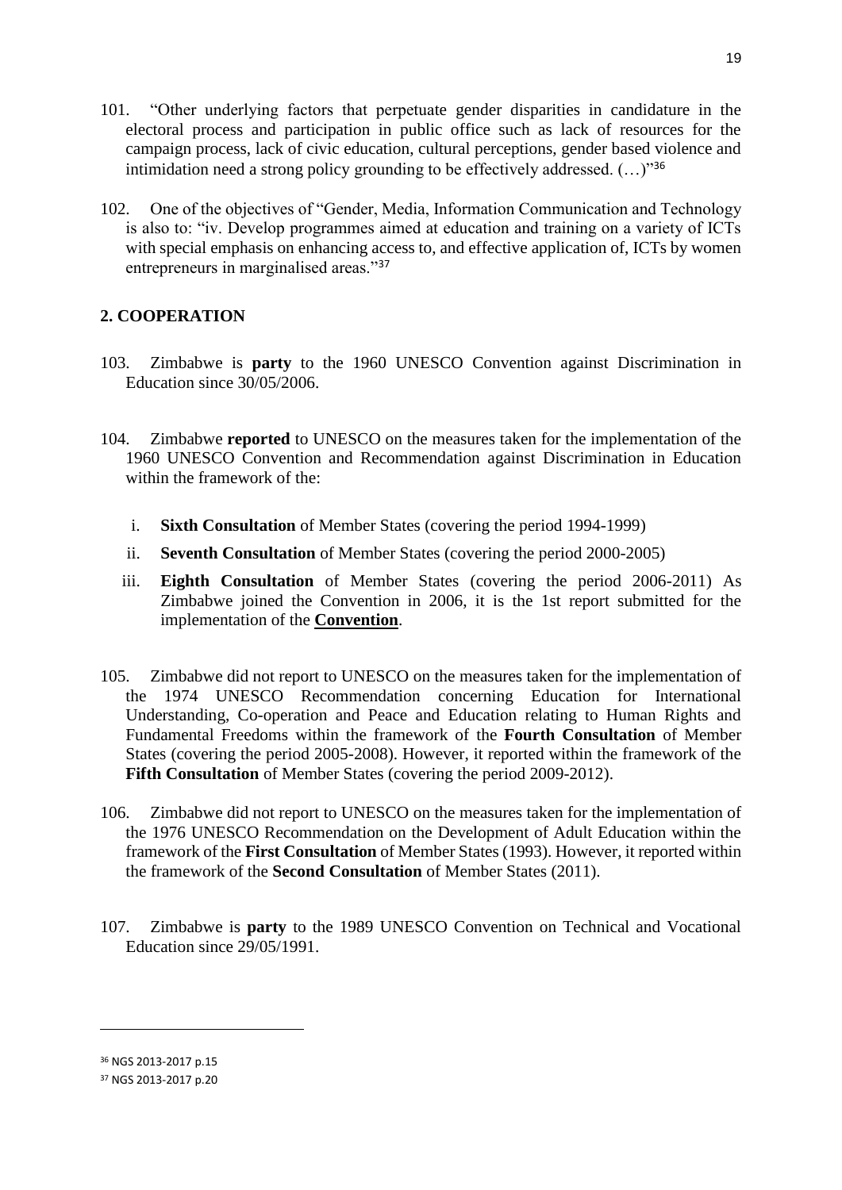101. "Other underlying factors that perpetuate gender disparities in candidature in the electoral process and participation in public office such as lack of resources for the campaign process, lack of civic education, cultural perceptions, gender based violence and intimidation need a strong policy grounding to be effectively addressed. (…)"[36]

102. One of the objectives of "Gender, Media, Information Communication and Technology is also to: "iv. Develop programmes aimed at education and training on a variety of ICTs with special emphasis on enhancing access to, and effective application of, ICTs by women entrepreneurs in marginalised areas."[37]

## 2. COOPERATION

103. Zimbabwe is **party** to the 1960 UNESCO Convention against Discrimination in Education since 30/05/2006.

104. Zimbabwe **reported** to UNESCO on the measures taken for the implementation of the 1960 UNESCO Convention and Recommendation against Discrimination in Education within the framework of the:

i. **Sixth Consultation** of Member States (covering the period 1994-1999)

ii. **Seventh Consultation** of Member States (covering the period 2000-2005)

iii. **Eighth Consultation** of Member States (covering the period 2006-2011) As Zimbabwe joined the Convention in 2006, it is the 1st report submitted for the implementation of the **Convention**.

105. Zimbabwe did not report to UNESCO on the measures taken for the implementation of the 1974 UNESCO Recommendation concerning Education for International Understanding, Co-operation and Peace and Education relating to Human Rights and Fundamental Freedoms within the framework of the **Fourth Consultation** of Member States (covering the period 2005-2008). However, it reported within the framework of the **Fifth Consultation** of Member States (covering the period 2009-2012).

106. Zimbabwe did not report to UNESCO on the measures taken for the implementation of the 1976 UNESCO Recommendation on the Development of Adult Education within the framework of the **First Consultation** of Member States (1993). However, it reported within the framework of the **Second Consultation** of Member States (2011).

107. Zimbabwe is **party** to the 1989 UNESCO Convention on Technical and Vocational Education since 29/05/1991.

---

[36] NGS 2013-2017 p.15

[37] NGS 2013-2017 p.20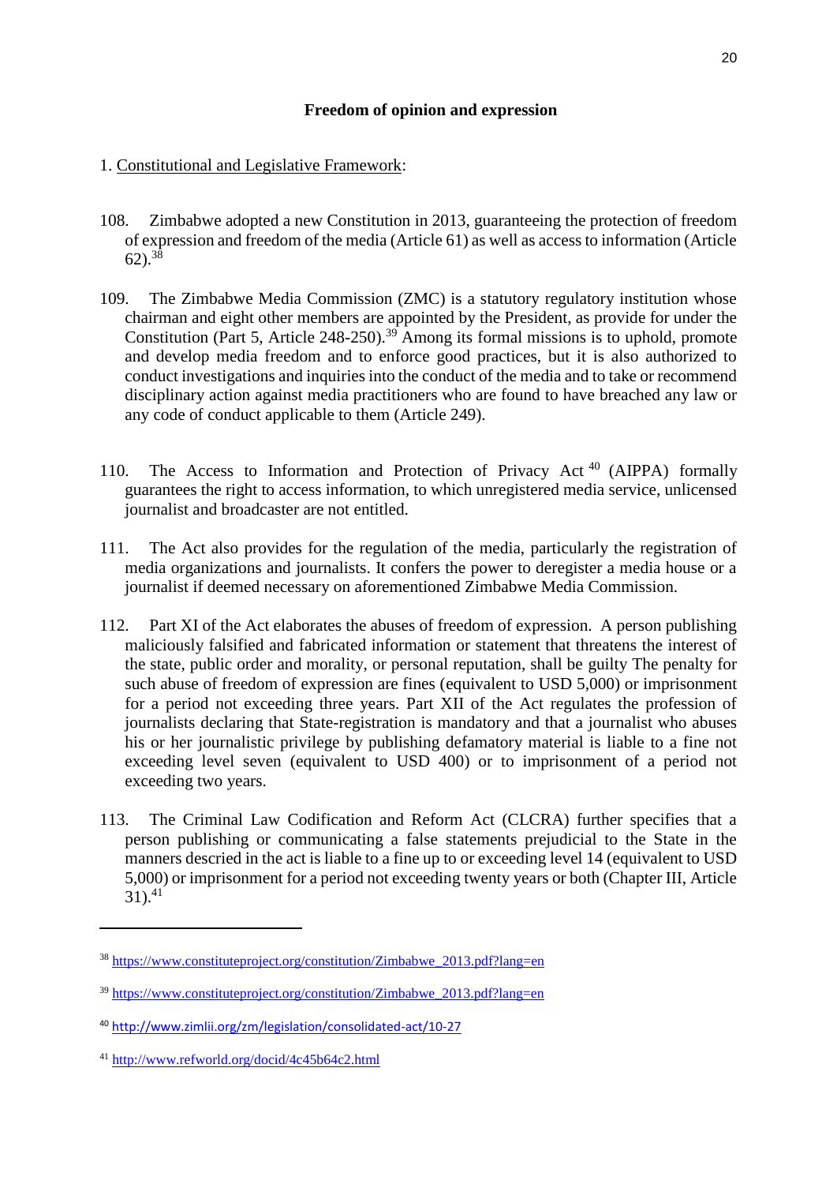## Freedom of opinion and expression

1. Constitutional and Legislative Framework:

108. Zimbabwe adopted a new Constitution in 2013, guaranteeing the protection of freedom of expression and freedom of the media (Article 61) as well as access to information (Article 62).[38]

109. The Zimbabwe Media Commission (ZMC) is a statutory regulatory institution whose chairman and eight other members are appointed by the President, as provide for under the Constitution (Part 5, Article 248-250).[39] Among its formal missions is to uphold, promote and develop media freedom and to enforce good practices, but it is also authorized to conduct investigations and inquiries into the conduct of the media and to take or recommend disciplinary action against media practitioners who are found to have breached any law or any code of conduct applicable to them (Article 249).

110. The Access to Information and Protection of Privacy Act [40] (AIPPA) formally guarantees the right to access information, to which unregistered media service, unlicensed journalist and broadcaster are not entitled.

111. The Act also provides for the regulation of the media, particularly the registration of media organizations and journalists. It confers the power to deregister a media house or a journalist if deemed necessary on aforementioned Zimbabwe Media Commission.

112. Part XI of the Act elaborates the abuses of freedom of expression. A person publishing maliciously falsified and fabricated information or statement that threatens the interest of the state, public order and morality, or personal reputation, shall be guilty The penalty for such abuse of freedom of expression are fines (equivalent to USD 5,000) or imprisonment for a period not exceeding three years. Part XII of the Act regulates the profession of journalists declaring that State-registration is mandatory and that a journalist who abuses his or her journalistic privilege by publishing defamatory material is liable to a fine not exceeding level seven (equivalent to USD 400) or to imprisonment of a period not exceeding two years.

113. The Criminal Law Codification and Reform Act (CLCRA) further specifies that a person publishing or communicating a false statements prejudicial to the State in the manners descried in the act is liable to a fine up to or exceeding level 14 (equivalent to USD 5,000) or imprisonment for a period not exceeding twenty years or both (Chapter III, Article 31).[41]

---

[38] https://www.constituteproject.org/constitution/Zimbabwe_2013.pdf?lang=en

[39] https://www.constituteproject.org/constitution/Zimbabwe_2013.pdf?lang=en

[40] http://www.zimlii.org/zm/legislation/consolidated-act/10-27

[41] http://www.refworld.org/docid/4c45b64c2.html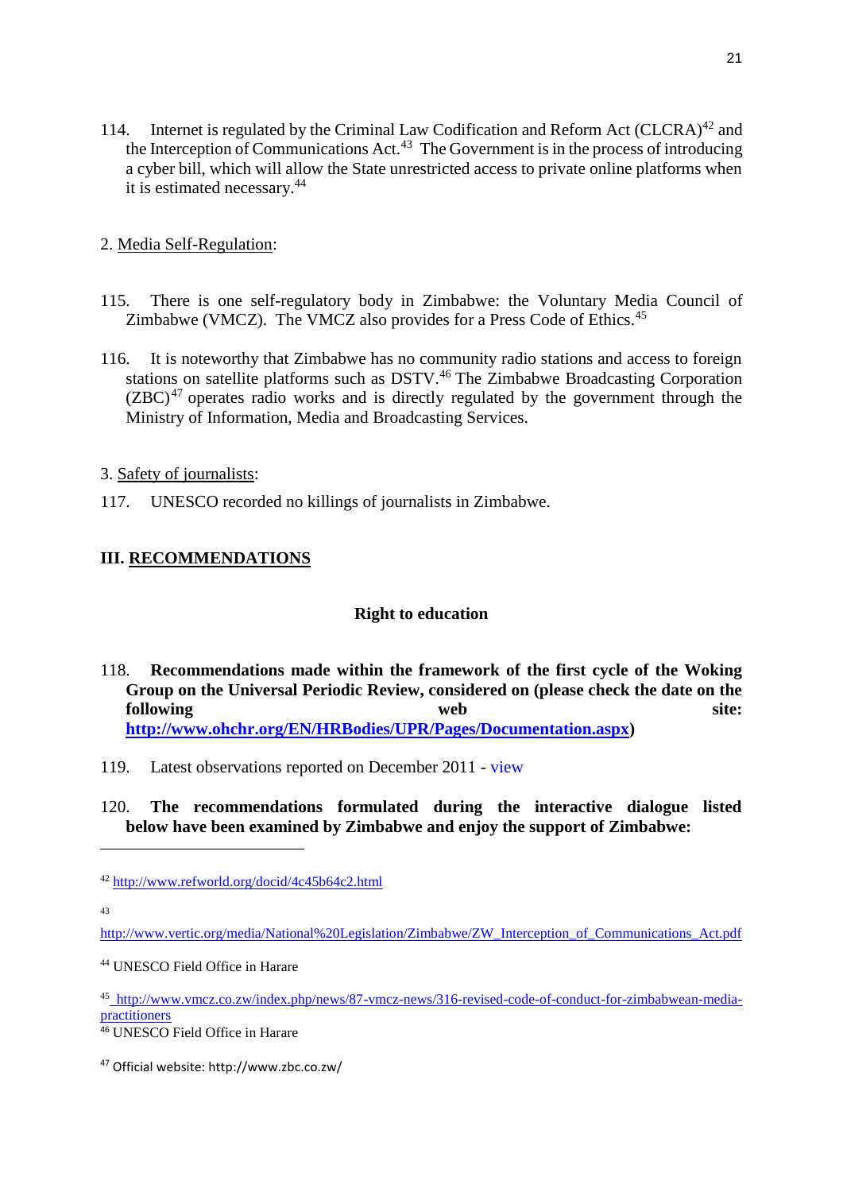114. Internet is regulated by the Criminal Law Codification and Reform Act (CLCRA)[42] and the Interception of Communications Act.[43] The Government is in the process of introducing a cyber bill, which will allow the State unrestricted access to private online platforms when it is estimated necessary.[44]

2. Media Self-Regulation:

115. There is one self-regulatory body in Zimbabwe: the Voluntary Media Council of Zimbabwe (VMCZ). The VMCZ also provides for a Press Code of Ethics.[45]

116. It is noteworthy that Zimbabwe has no community radio stations and access to foreign stations on satellite platforms such as DSTV.[46] The Zimbabwe Broadcasting Corporation (ZBC)[47] operates radio works and is directly regulated by the government through the Ministry of Information, Media and Broadcasting Services.

3. Safety of journalists:

117. UNESCO recorded no killings of journalists in Zimbabwe.

## III. RECOMMENDATIONS

### Right to education

118. **Recommendations made within the framework of the first cycle of the Woking Group on the Universal Periodic Review, considered on (please check the date on the following web site: http://www.ohchr.org/EN/HRBodies/UPR/Pages/Documentation.aspx)**

119. Latest observations reported on December 2011 - view

120. **The recommendations formulated during the interactive dialogue listed below have been examined by Zimbabwe and enjoy the support of Zimbabwe:**

---

[42] http://www.refworld.org/docid/4c45b64c2.html

[43] http://www.vertic.org/media/National%20Legislation/Zimbabwe/ZW_Interception_of_Communications_Act.pdf

[44] UNESCO Field Office in Harare

[45] http://www.vmcz.co.zw/index.php/news/87-vmcz-news/316-revised-code-of-conduct-for-zimbabwean-media-practitioners

[46] UNESCO Field Office in Harare

[47] Official website: http://www.zbc.co.zw/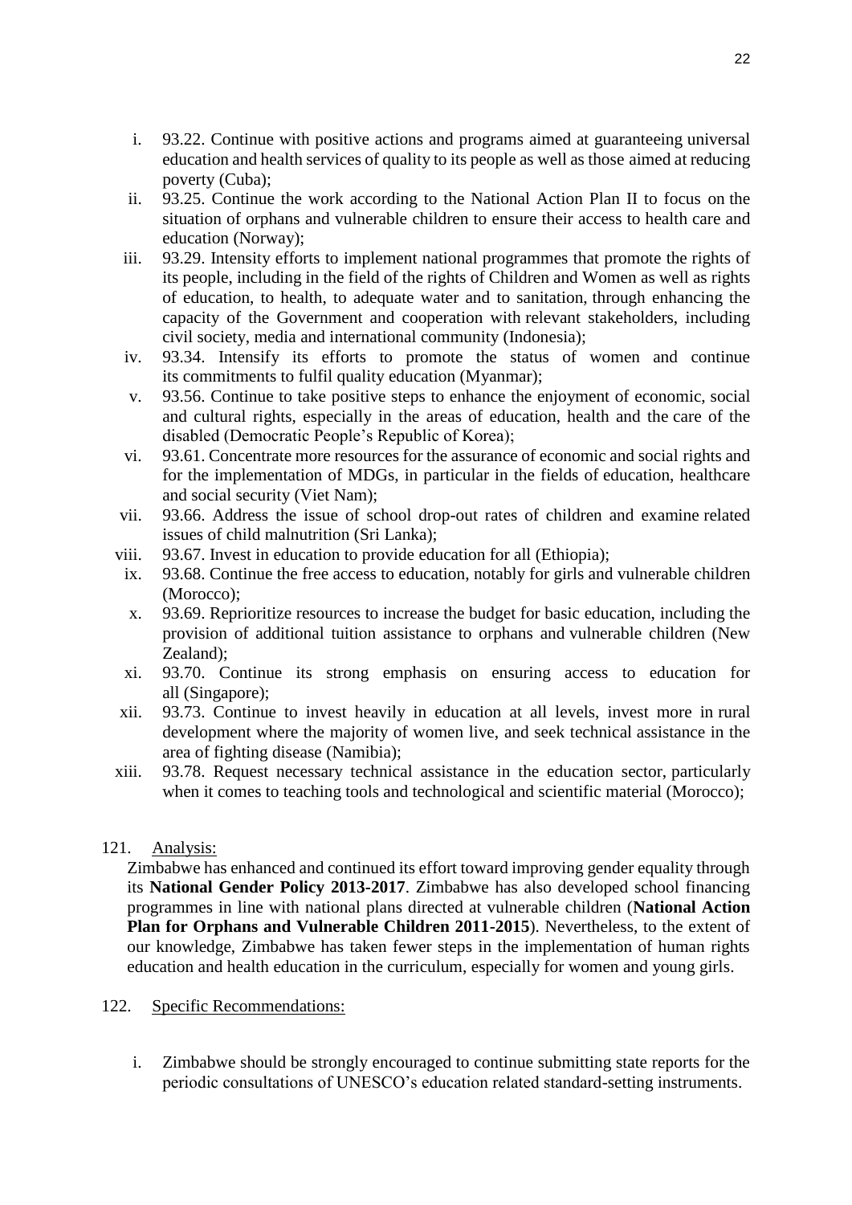i. 93.22. Continue with positive actions and programs aimed at guaranteeing universal education and health services of quality to its people as well as those aimed at reducing poverty (Cuba);
ii. 93.25. Continue the work according to the National Action Plan II to focus on the situation of orphans and vulnerable children to ensure their access to health care and education (Norway);
iii. 93.29. Intensity efforts to implement national programmes that promote the rights of its people, including in the field of the rights of Children and Women as well as rights of education, to health, to adequate water and to sanitation, through enhancing the capacity of the Government and cooperation with relevant stakeholders, including civil society, media and international community (Indonesia);
iv. 93.34. Intensify its efforts to promote the status of women and continue its commitments to fulfil quality education (Myanmar);
v. 93.56. Continue to take positive steps to enhance the enjoyment of economic, social and cultural rights, especially in the areas of education, health and the care of the disabled (Democratic People's Republic of Korea);
vi. 93.61. Concentrate more resources for the assurance of economic and social rights and for the implementation of MDGs, in particular in the fields of education, healthcare and social security (Viet Nam);
vii. 93.66. Address the issue of school drop-out rates of children and examine related issues of child malnutrition (Sri Lanka);
viii. 93.67. Invest in education to provide education for all (Ethiopia);
ix. 93.68. Continue the free access to education, notably for girls and vulnerable children (Morocco);
x. 93.69. Reprioritize resources to increase the budget for basic education, including the provision of additional tuition assistance to orphans and vulnerable children (New Zealand);
xi. 93.70. Continue its strong emphasis on ensuring access to education for all (Singapore);
xii. 93.73. Continue to invest heavily in education at all levels, invest more in rural development where the majority of women live, and seek technical assistance in the area of fighting disease (Namibia);
xiii. 93.78. Request necessary technical assistance in the education sector, particularly when it comes to teaching tools and technological and scientific material (Morocco);

121. Analysis:

Zimbabwe has enhanced and continued its effort toward improving gender equality through its **National Gender Policy 2013-2017**. Zimbabwe has also developed school financing programmes in line with national plans directed at vulnerable children (**National Action Plan for Orphans and Vulnerable Children 2011-2015**). Nevertheless, to the extent of our knowledge, Zimbabwe has taken fewer steps in the implementation of human rights education and health education in the curriculum, especially for women and young girls.

122. Specific Recommendations:

i. Zimbabwe should be strongly encouraged to continue submitting state reports for the periodic consultations of UNESCO's education related standard-setting instruments.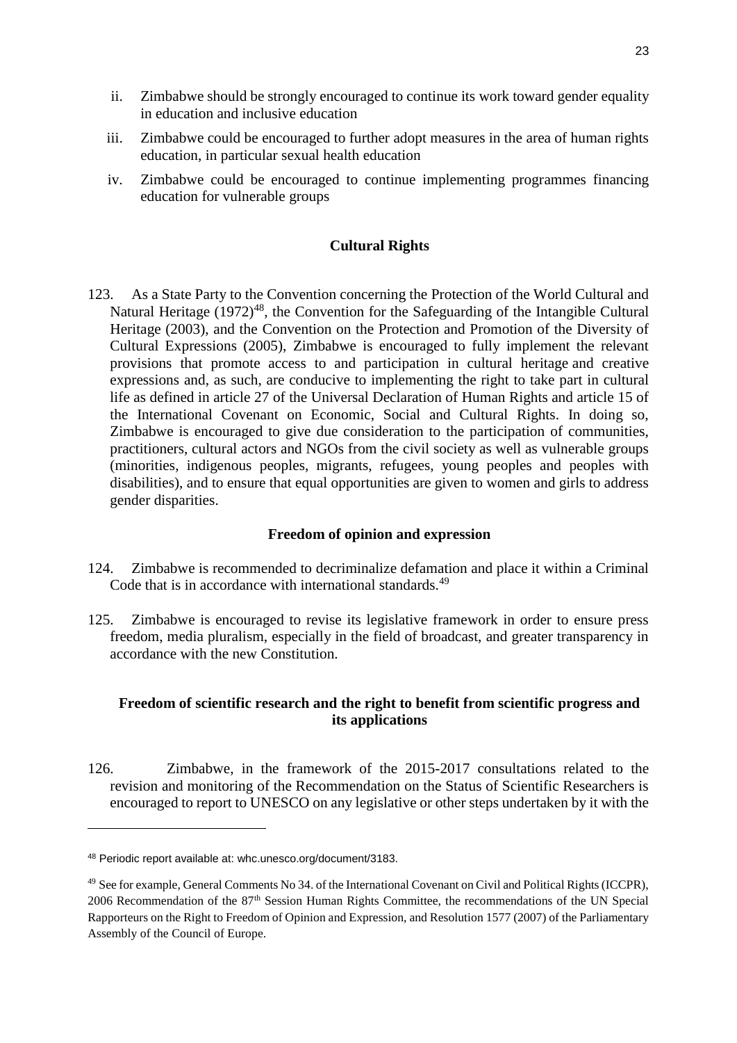ii. Zimbabwe should be strongly encouraged to continue its work toward gender equality in education and inclusive education

iii. Zimbabwe could be encouraged to further adopt measures in the area of human rights education, in particular sexual health education

iv. Zimbabwe could be encouraged to continue implementing programmes financing education for vulnerable groups

**Cultural Rights**

123. As a State Party to the Convention concerning the Protection of the World Cultural and Natural Heritage (1972)[48], the Convention for the Safeguarding of the Intangible Cultural Heritage (2003), and the Convention on the Protection and Promotion of the Diversity of Cultural Expressions (2005), Zimbabwe is encouraged to fully implement the relevant provisions that promote access to and participation in cultural heritage and creative expressions and, as such, are conducive to implementing the right to take part in cultural life as defined in article 27 of the Universal Declaration of Human Rights and article 15 of the International Covenant on Economic, Social and Cultural Rights. In doing so, Zimbabwe is encouraged to give due consideration to the participation of communities, practitioners, cultural actors and NGOs from the civil society as well as vulnerable groups (minorities, indigenous peoples, migrants, refugees, young peoples and peoples with disabilities), and to ensure that equal opportunities are given to women and girls to address gender disparities.

**Freedom of opinion and expression**

124. Zimbabwe is recommended to decriminalize defamation and place it within a Criminal Code that is in accordance with international standards.[49]

125. Zimbabwe is encouraged to revise its legislative framework in order to ensure press freedom, media pluralism, especially in the field of broadcast, and greater transparency in accordance with the new Constitution.

**Freedom of scientific research and the right to benefit from scientific progress and its applications**

126. Zimbabwe, in the framework of the 2015-2017 consultations related to the revision and monitoring of the Recommendation on the Status of Scientific Researchers is encouraged to report to UNESCO on any legislative or other steps undertaken by it with the

---

[48] Periodic report available at: whc.unesco.org/document/3183.

[49] See for example, General Comments No 34. of the International Covenant on Civil and Political Rights (ICCPR), 2006 Recommendation of the 87th Session Human Rights Committee, the recommendations of the UN Special Rapporteurs on the Right to Freedom of Opinion and Expression, and Resolution 1577 (2007) of the Parliamentary Assembly of the Council of Europe.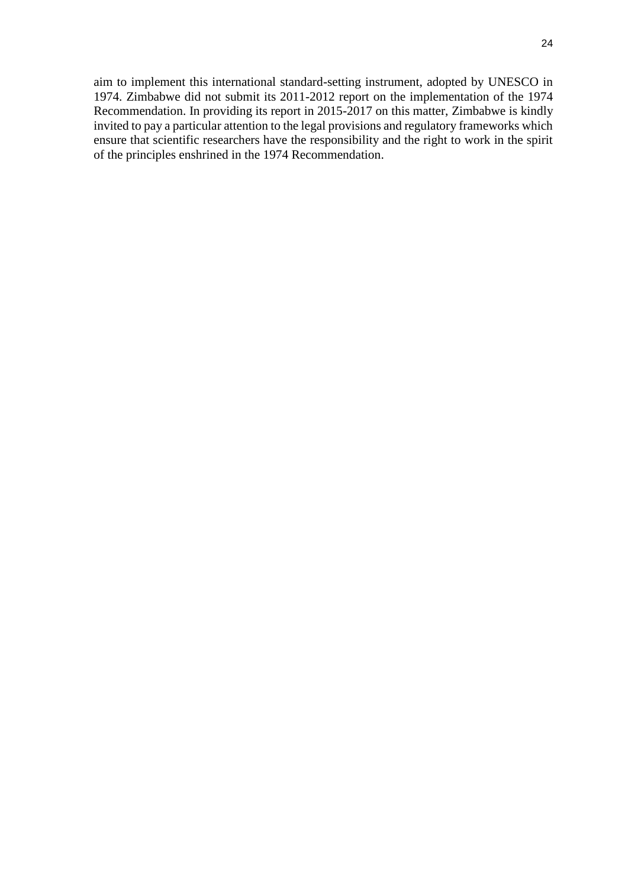aim to implement this international standard-setting instrument, adopted by UNESCO in 1974. Zimbabwe did not submit its 2011-2012 report on the implementation of the 1974 Recommendation. In providing its report in 2015-2017 on this matter, Zimbabwe is kindly invited to pay a particular attention to the legal provisions and regulatory frameworks which ensure that scientific researchers have the responsibility and the right to work in the spirit of the principles enshrined in the 1974 Recommendation.